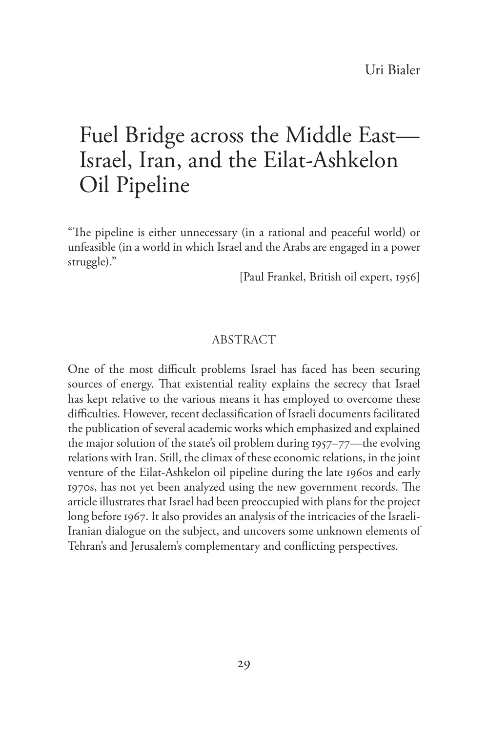Uri Bialer

# Fuel Bridge across the Middle East—Israel, Iran, and the Eilat-Ashkelon Oil Pipeline

"The pipeline is either unnecessary (in a rational and peaceful world) or unfeasible (in a world in which Israel and the Arabs are engaged in a power struggle)."

[Paul Frankel, British oil expert, 1956]

## ABSTRACT

One of the most difficult problems Israel has faced has been securing sources of energy. That existential reality explains the secrecy that Israel has kept relative to the various means it has employed to overcome these difficulties. However, recent declassification of Israeli documents facilitated the publication of several academic works which emphasized and explained the major solution of the state's oil problem during 1957–77—the evolving relations with Iran. Still, the climax of these economic relations, in the joint venture of the Eilat-Ashkelon oil pipeline during the late 1960s and early 1970s, has not yet been analyzed using the new government records. The article illustrates that Israel had been preoccupied with plans for the project long before 1967. It also provides an analysis of the intricacies of the Israeli-Iranian dialogue on the subject, and uncovers some unknown elements of Tehran's and Jerusalem's complementary and conflicting perspectives.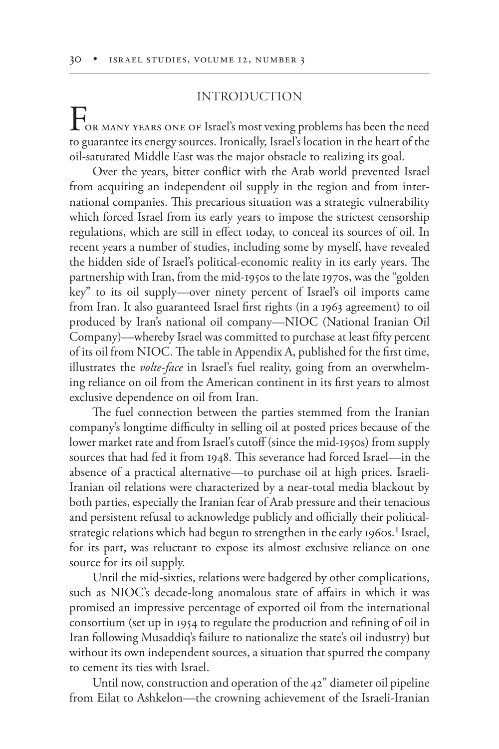## INTRODUCTION

For many years one of Israel's most vexing problems has been the need to guarantee its energy sources. Ironically, Israel's location in the heart of the oil-saturated Middle East was the major obstacle to realizing its goal.

Over the years, bitter conflict with the Arab world prevented Israel from acquiring an independent oil supply in the region and from international companies. This precarious situation was a strategic vulnerability which forced Israel from its early years to impose the strictest censorship regulations, which are still in effect today, to conceal its sources of oil. In recent years a number of studies, including some by myself, have revealed the hidden side of Israel's political-economic reality in its early years. The partnership with Iran, from the mid-1950s to the late 1970s, was the "golden key" to its oil supply—over ninety percent of Israel's oil imports came from Iran. It also guaranteed Israel first rights (in a 1963 agreement) to oil produced by Iran's national oil company—NIOC (National Iranian Oil Company)—whereby Israel was committed to purchase at least fifty percent of its oil from NIOC. The table in Appendix A, published for the first time, illustrates the *volte-face* in Israel's fuel reality, going from an overwhelming reliance on oil from the American continent in its first years to almost exclusive dependence on oil from Iran.

The fuel connection between the parties stemmed from the Iranian company's longtime difficulty in selling oil at posted prices because of the lower market rate and from Israel's cutoff (since the mid-1950s) from supply sources that had fed it from 1948. This severance had forced Israel—in the absence of a practical alternative—to purchase oil at high prices. Israeli-Iranian oil relations were characterized by a near-total media blackout by both parties, especially the Iranian fear of Arab pressure and their tenacious and persistent refusal to acknowledge publicly and officially their political-strategic relations which had begun to strengthen in the early 1960s.[1] Israel, for its part, was reluctant to expose its almost exclusive reliance on one source for its oil supply.

Until the mid-sixties, relations were badgered by other complications, such as NIOC's decade-long anomalous state of affairs in which it was promised an impressive percentage of exported oil from the international consortium (set up in 1954 to regulate the production and refining of oil in Iran following Musaddiq's failure to nationalize the state's oil industry) but without its own independent sources, a situation that spurred the company to cement its ties with Israel.

Until now, construction and operation of the 42" diameter oil pipeline from Eilat to Ashkelon—the crowning achievement of the Israeli-Iranian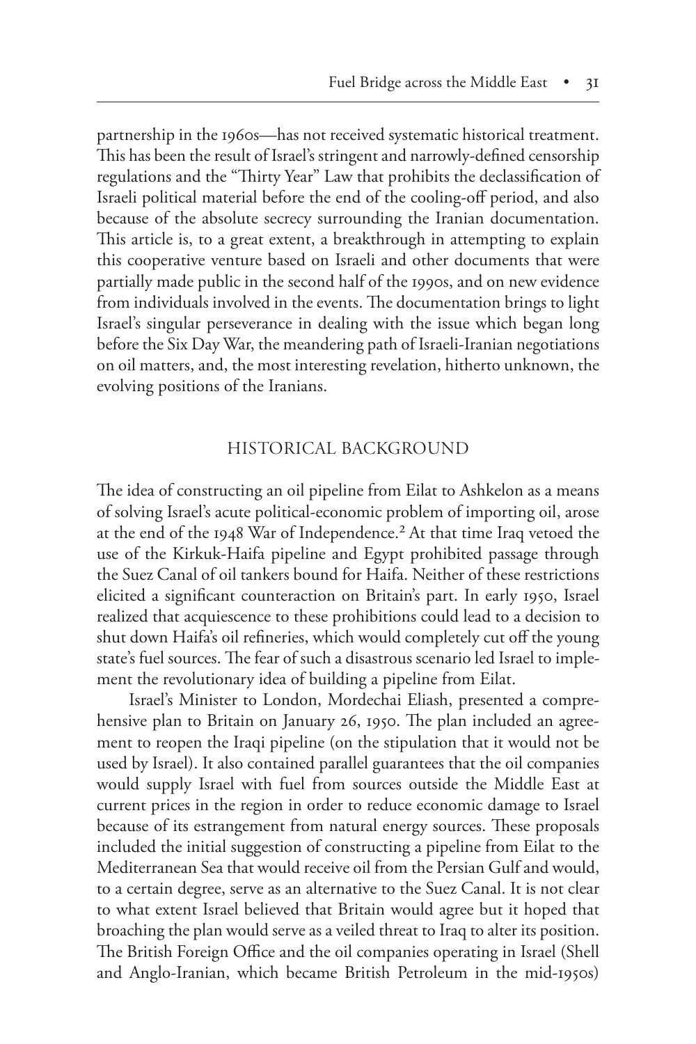partnership in the 1960s—has not received systematic historical treatment. This has been the result of Israel's stringent and narrowly-defined censorship regulations and the "Thirty Year" Law that prohibits the declassification of Israeli political material before the end of the cooling-off period, and also because of the absolute secrecy surrounding the Iranian documentation. This article is, to a great extent, a breakthrough in attempting to explain this cooperative venture based on Israeli and other documents that were partially made public in the second half of the 1990s, and on new evidence from individuals involved in the events. The documentation brings to light Israel's singular perseverance in dealing with the issue which began long before the Six Day War, the meandering path of Israeli-Iranian negotiations on oil matters, and, the most interesting revelation, hitherto unknown, the evolving positions of the Iranians.

## HISTORICAL BACKGROUND

The idea of constructing an oil pipeline from Eilat to Ashkelon as a means of solving Israel's acute political-economic problem of importing oil, arose at the end of the 1948 War of Independence.[2] At that time Iraq vetoed the use of the Kirkuk-Haifa pipeline and Egypt prohibited passage through the Suez Canal of oil tankers bound for Haifa. Neither of these restrictions elicited a significant counteraction on Britain's part. In early 1950, Israel realized that acquiescence to these prohibitions could lead to a decision to shut down Haifa's oil refineries, which would completely cut off the young state's fuel sources. The fear of such a disastrous scenario led Israel to implement the revolutionary idea of building a pipeline from Eilat.

Israel's Minister to London, Mordechai Eliash, presented a comprehensive plan to Britain on January 26, 1950. The plan included an agreement to reopen the Iraqi pipeline (on the stipulation that it would not be used by Israel). It also contained parallel guarantees that the oil companies would supply Israel with fuel from sources outside the Middle East at current prices in the region in order to reduce economic damage to Israel because of its estrangement from natural energy sources. These proposals included the initial suggestion of constructing a pipeline from Eilat to the Mediterranean Sea that would receive oil from the Persian Gulf and would, to a certain degree, serve as an alternative to the Suez Canal. It is not clear to what extent Israel believed that Britain would agree but it hoped that broaching the plan would serve as a veiled threat to Iraq to alter its position. The British Foreign Office and the oil companies operating in Israel (Shell and Anglo-Iranian, which became British Petroleum in the mid-1950s)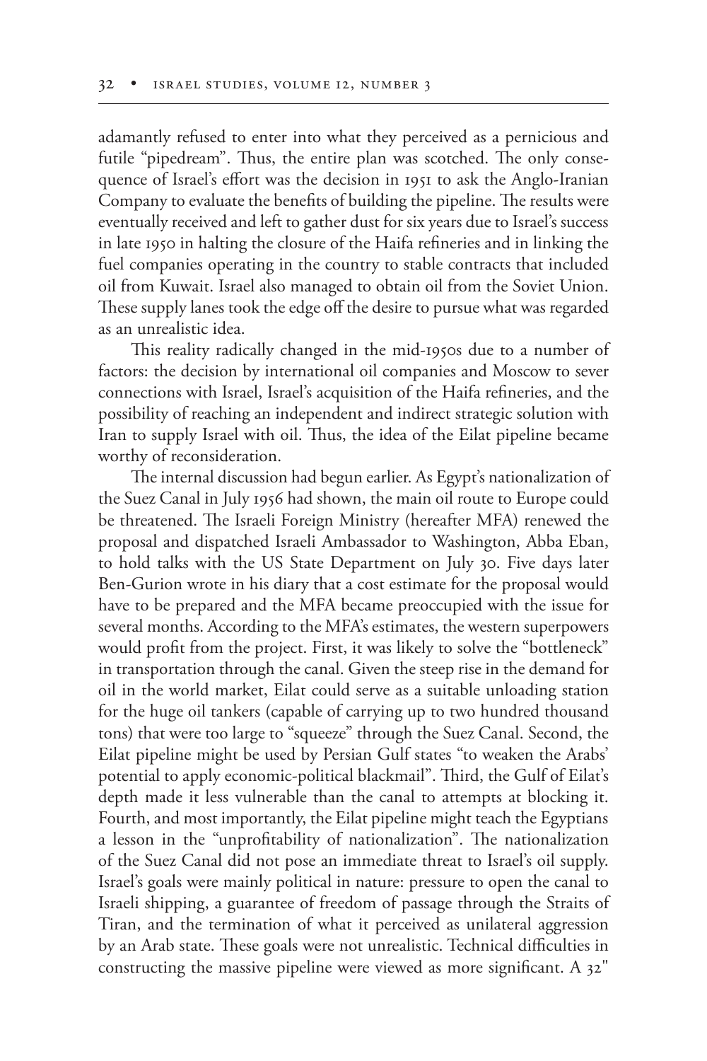adamantly refused to enter into what they perceived as a pernicious and futile "pipedream". Thus, the entire plan was scotched. The only consequence of Israel's effort was the decision in 1951 to ask the Anglo-Iranian Company to evaluate the benefits of building the pipeline. The results were eventually received and left to gather dust for six years due to Israel's success in late 1950 in halting the closure of the Haifa refineries and in linking the fuel companies operating in the country to stable contracts that included oil from Kuwait. Israel also managed to obtain oil from the Soviet Union. These supply lanes took the edge off the desire to pursue what was regarded as an unrealistic idea.

This reality radically changed in the mid-1950s due to a number of factors: the decision by international oil companies and Moscow to sever connections with Israel, Israel's acquisition of the Haifa refineries, and the possibility of reaching an independent and indirect strategic solution with Iran to supply Israel with oil. Thus, the idea of the Eilat pipeline became worthy of reconsideration.

The internal discussion had begun earlier. As Egypt's nationalization of the Suez Canal in July 1956 had shown, the main oil route to Europe could be threatened. The Israeli Foreign Ministry (hereafter MFA) renewed the proposal and dispatched Israeli Ambassador to Washington, Abba Eban, to hold talks with the US State Department on July 30. Five days later Ben-Gurion wrote in his diary that a cost estimate for the proposal would have to be prepared and the MFA became preoccupied with the issue for several months. According to the MFA's estimates, the western superpowers would profit from the project. First, it was likely to solve the "bottleneck" in transportation through the canal. Given the steep rise in the demand for oil in the world market, Eilat could serve as a suitable unloading station for the huge oil tankers (capable of carrying up to two hundred thousand tons) that were too large to "squeeze" through the Suez Canal. Second, the Eilat pipeline might be used by Persian Gulf states "to weaken the Arabs' potential to apply economic-political blackmail". Third, the Gulf of Eilat's depth made it less vulnerable than the canal to attempts at blocking it. Fourth, and most importantly, the Eilat pipeline might teach the Egyptians a lesson in the "unprofitability of nationalization". The nationalization of the Suez Canal did not pose an immediate threat to Israel's oil supply. Israel's goals were mainly political in nature: pressure to open the canal to Israeli shipping, a guarantee of freedom of passage through the Straits of Tiran, and the termination of what it perceived as unilateral aggression by an Arab state. These goals were not unrealistic. Technical difficulties in constructing the massive pipeline were viewed as more significant. A 32"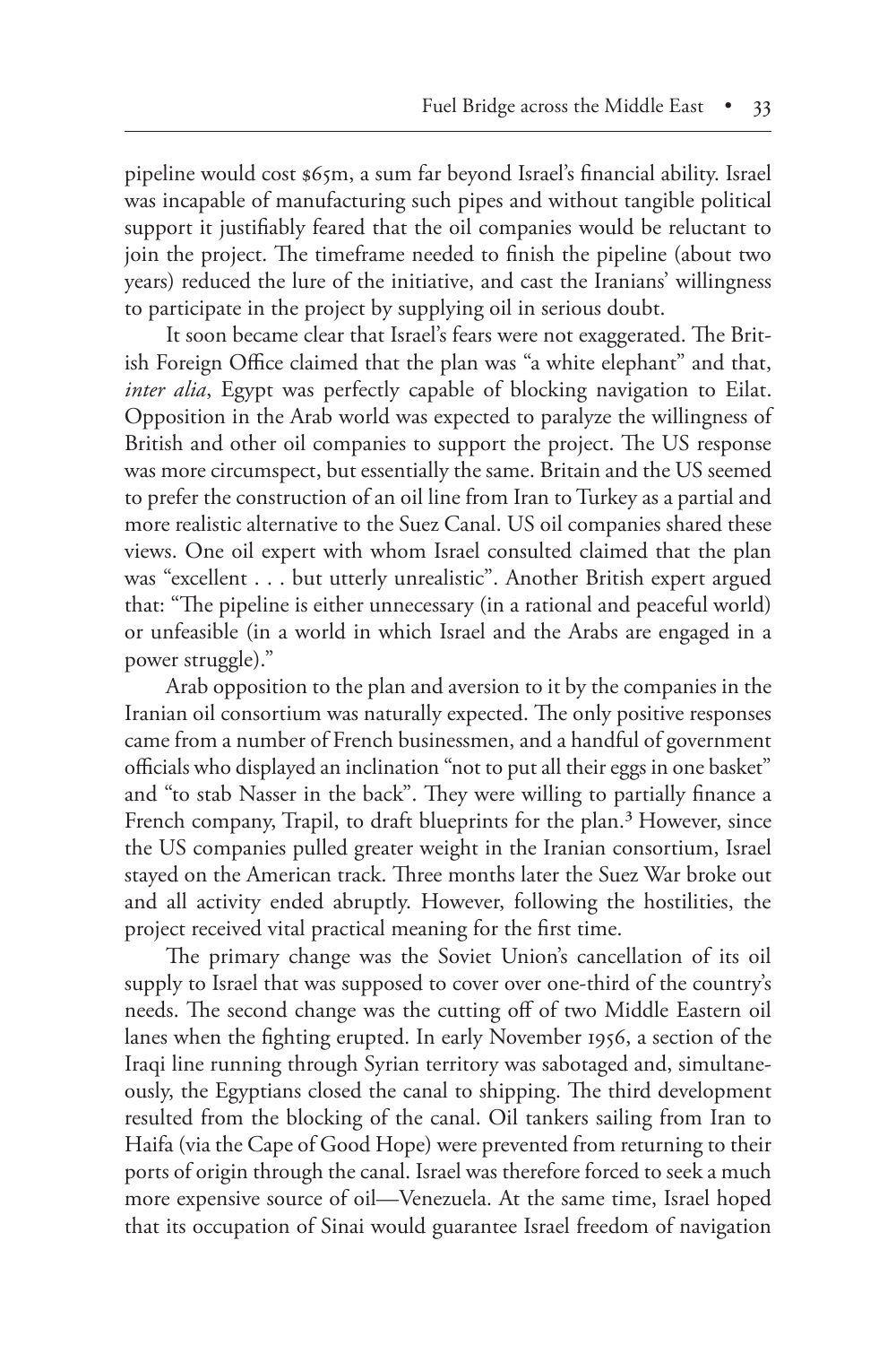pipeline would cost $65m, a sum far beyond Israel's financial ability. Israel was incapable of manufacturing such pipes and without tangible political support it justifiably feared that the oil companies would be reluctant to join the project. The timeframe needed to finish the pipeline (about two years) reduced the lure of the initiative, and cast the Iranians' willingness to participate in the project by supplying oil in serious doubt.

It soon became clear that Israel's fears were not exaggerated. The British Foreign Office claimed that the plan was "a white elephant" and that, *inter alia*, Egypt was perfectly capable of blocking navigation to Eilat. Opposition in the Arab world was expected to paralyze the willingness of British and other oil companies to support the project. The US response was more circumspect, but essentially the same. Britain and the US seemed to prefer the construction of an oil line from Iran to Turkey as a partial and more realistic alternative to the Suez Canal. US oil companies shared these views. One oil expert with whom Israel consulted claimed that the plan was "excellent . . . but utterly unrealistic". Another British expert argued that: "The pipeline is either unnecessary (in a rational and peaceful world) or unfeasible (in a world in which Israel and the Arabs are engaged in a power struggle)."

Arab opposition to the plan and aversion to it by the companies in the Iranian oil consortium was naturally expected. The only positive responses came from a number of French businessmen, and a handful of government officials who displayed an inclination "not to put all their eggs in one basket" and "to stab Nasser in the back". They were willing to partially finance a French company, Trapil, to draft blueprints for the plan.[3] However, since the US companies pulled greater weight in the Iranian consortium, Israel stayed on the American track. Three months later the Suez War broke out and all activity ended abruptly. However, following the hostilities, the project received vital practical meaning for the first time.

The primary change was the Soviet Union's cancellation of its oil supply to Israel that was supposed to cover over one-third of the country's needs. The second change was the cutting off of two Middle Eastern oil lanes when the fighting erupted. In early November 1956, a section of the Iraqi line running through Syrian territory was sabotaged and, simultaneously, the Egyptians closed the canal to shipping. The third development resulted from the blocking of the canal. Oil tankers sailing from Iran to Haifa (via the Cape of Good Hope) were prevented from returning to their ports of origin through the canal. Israel was therefore forced to seek a much more expensive source of oil—Venezuela. At the same time, Israel hoped that its occupation of Sinai would guarantee Israel freedom of navigation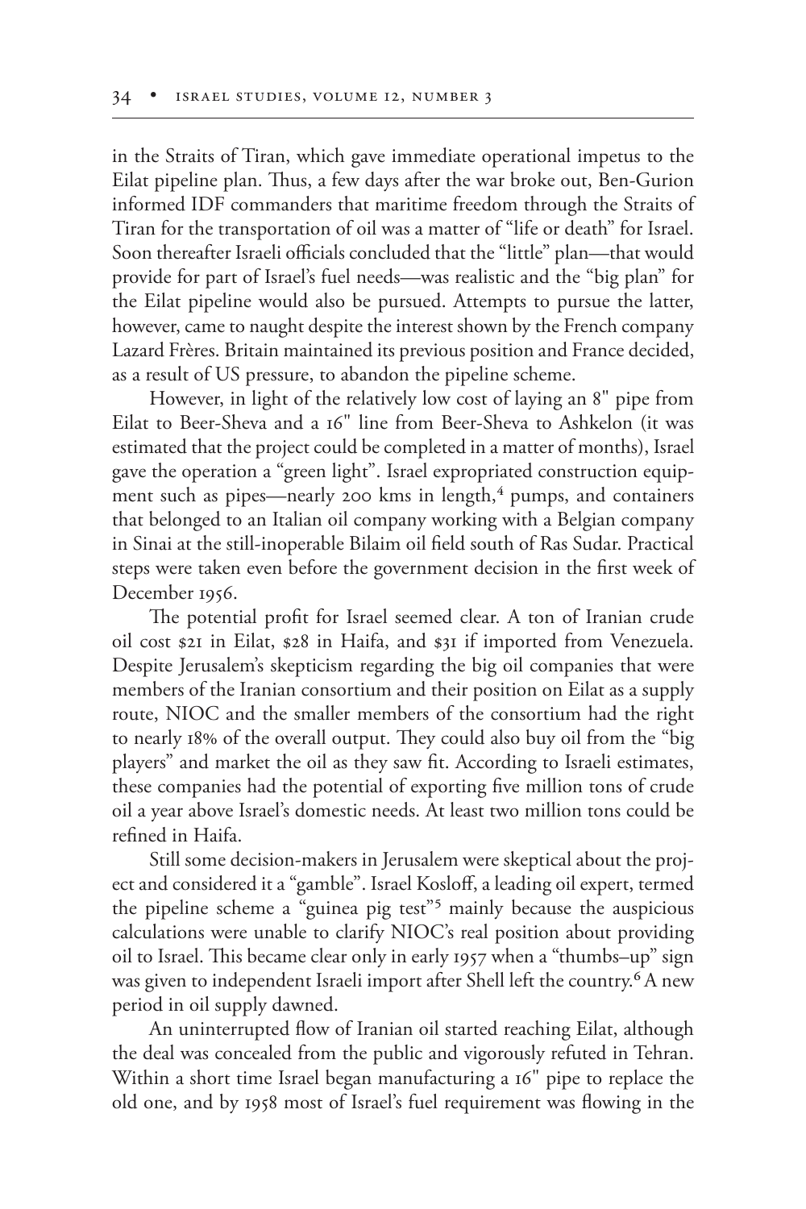in the Straits of Tiran, which gave immediate operational impetus to the Eilat pipeline plan. Thus, a few days after the war broke out, Ben-Gurion informed IDF commanders that maritime freedom through the Straits of Tiran for the transportation of oil was a matter of "life or death" for Israel. Soon thereafter Israeli officials concluded that the "little" plan—that would provide for part of Israel's fuel needs—was realistic and the "big plan" for the Eilat pipeline would also be pursued. Attempts to pursue the latter, however, came to naught despite the interest shown by the French company Lazard Frères. Britain maintained its previous position and France decided, as a result of US pressure, to abandon the pipeline scheme.

However, in light of the relatively low cost of laying an 8" pipe from Eilat to Beer-Sheva and a 16" line from Beer-Sheva to Ashkelon (it was estimated that the project could be completed in a matter of months), Israel gave the operation a "green light". Israel expropriated construction equipment such as pipes—nearly 200 kms in length,[4] pumps, and containers that belonged to an Italian oil company working with a Belgian company in Sinai at the still-inoperable Bilaim oil field south of Ras Sudar. Practical steps were taken even before the government decision in the first week of December 1956.

The potential profit for Israel seemed clear. A ton of Iranian crude oil cost $21 in Eilat, $28 in Haifa, and $31 if imported from Venezuela. Despite Jerusalem's skepticism regarding the big oil companies that were members of the Iranian consortium and their position on Eilat as a supply route, NIOC and the smaller members of the consortium had the right to nearly 18% of the overall output. They could also buy oil from the "big players" and market the oil as they saw fit. According to Israeli estimates, these companies had the potential of exporting five million tons of crude oil a year above Israel's domestic needs. At least two million tons could be refined in Haifa.

Still some decision-makers in Jerusalem were skeptical about the project and considered it a "gamble". Israel Kosloff, a leading oil expert, termed the pipeline scheme a "guinea pig test"[5] mainly because the auspicious calculations were unable to clarify NIOC's real position about providing oil to Israel. This became clear only in early 1957 when a "thumbs–up" sign was given to independent Israeli import after Shell left the country.[6] A new period in oil supply dawned.

An uninterrupted flow of Iranian oil started reaching Eilat, although the deal was concealed from the public and vigorously refuted in Tehran. Within a short time Israel began manufacturing a 16" pipe to replace the old one, and by 1958 most of Israel's fuel requirement was flowing in the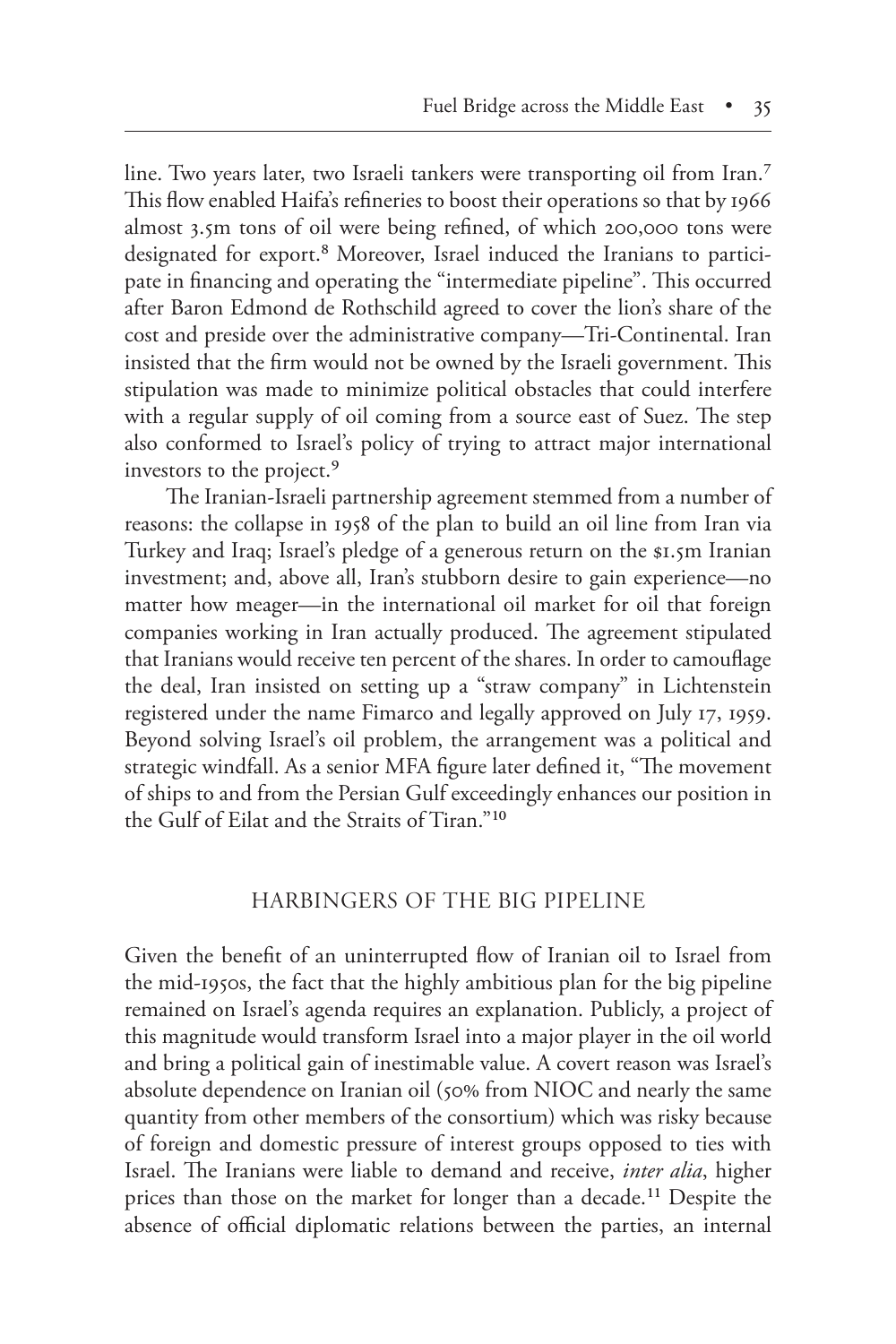line. Two years later, two Israeli tankers were transporting oil from Iran.[7] This flow enabled Haifa's refineries to boost their operations so that by 1966 almost 3.5m tons of oil were being refined, of which 200,000 tons were designated for export.[8] Moreover, Israel induced the Iranians to participate in financing and operating the "intermediate pipeline". This occurred after Baron Edmond de Rothschild agreed to cover the lion's share of the cost and preside over the administrative company—Tri-Continental. Iran insisted that the firm would not be owned by the Israeli government. This stipulation was made to minimize political obstacles that could interfere with a regular supply of oil coming from a source east of Suez. The step also conformed to Israel's policy of trying to attract major international investors to the project.[9]

The Iranian-Israeli partnership agreement stemmed from a number of reasons: the collapse in 1958 of the plan to build an oil line from Iran via Turkey and Iraq; Israel's pledge of a generous return on the $1.5m Iranian investment; and, above all, Iran's stubborn desire to gain experience—no matter how meager—in the international oil market for oil that foreign companies working in Iran actually produced. The agreement stipulated that Iranians would receive ten percent of the shares. In order to camouflage the deal, Iran insisted on setting up a "straw company" in Lichtenstein registered under the name Fimarco and legally approved on July 17, 1959. Beyond solving Israel's oil problem, the arrangement was a political and strategic windfall. As a senior MFA figure later defined it, "The movement of ships to and from the Persian Gulf exceedingly enhances our position in the Gulf of Eilat and the Straits of Tiran."[10]

## HARBINGERS OF THE BIG PIPELINE

Given the benefit of an uninterrupted flow of Iranian oil to Israel from the mid-1950s, the fact that the highly ambitious plan for the big pipeline remained on Israel's agenda requires an explanation. Publicly, a project of this magnitude would transform Israel into a major player in the oil world and bring a political gain of inestimable value. A covert reason was Israel's absolute dependence on Iranian oil (50% from NIOC and nearly the same quantity from other members of the consortium) which was risky because of foreign and domestic pressure of interest groups opposed to ties with Israel. The Iranians were liable to demand and receive, *inter alia*, higher prices than those on the market for longer than a decade.[11] Despite the absence of official diplomatic relations between the parties, an internal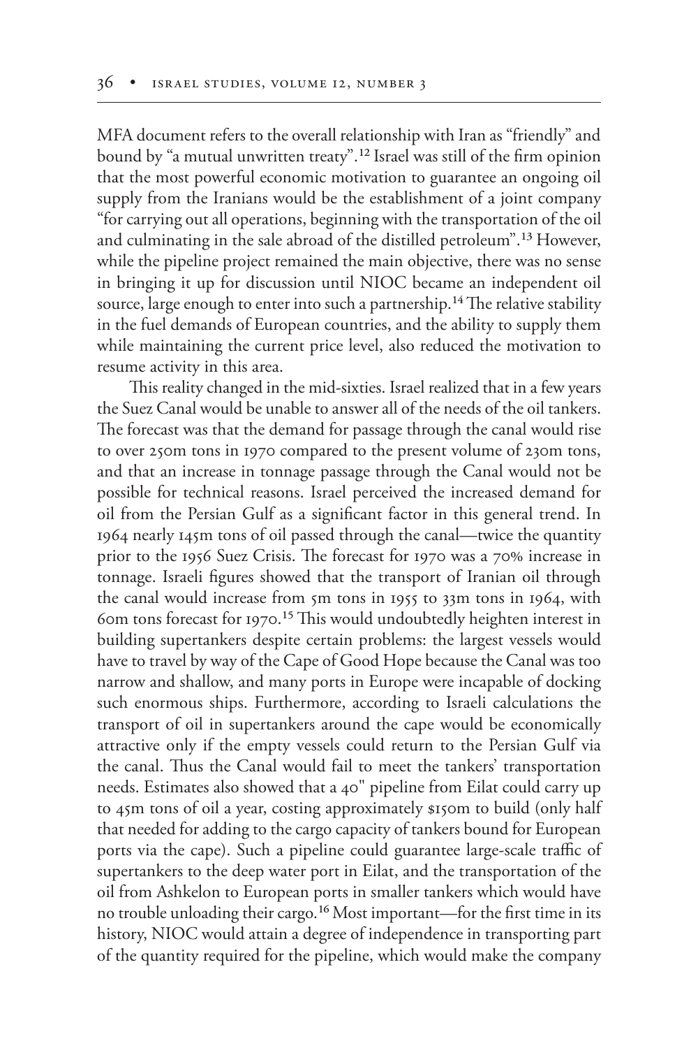MFA document refers to the overall relationship with Iran as "friendly" and bound by "a mutual unwritten treaty".[12] Israel was still of the firm opinion that the most powerful economic motivation to guarantee an ongoing oil supply from the Iranians would be the establishment of a joint company "for carrying out all operations, beginning with the transportation of the oil and culminating in the sale abroad of the distilled petroleum".[13] However, while the pipeline project remained the main objective, there was no sense in bringing it up for discussion until NIOC became an independent oil source, large enough to enter into such a partnership.[14] The relative stability in the fuel demands of European countries, and the ability to supply them while maintaining the current price level, also reduced the motivation to resume activity in this area.

This reality changed in the mid-sixties. Israel realized that in a few years the Suez Canal would be unable to answer all of the needs of the oil tankers. The forecast was that the demand for passage through the canal would rise to over 250m tons in 1970 compared to the present volume of 230m tons, and that an increase in tonnage passage through the Canal would not be possible for technical reasons. Israel perceived the increased demand for oil from the Persian Gulf as a significant factor in this general trend. In 1964 nearly 145m tons of oil passed through the canal—twice the quantity prior to the 1956 Suez Crisis. The forecast for 1970 was a 70% increase in tonnage. Israeli figures showed that the transport of Iranian oil through the canal would increase from 5m tons in 1955 to 33m tons in 1964, with 60m tons forecast for 1970.[15] This would undoubtedly heighten interest in building supertankers despite certain problems: the largest vessels would have to travel by way of the Cape of Good Hope because the Canal was too narrow and shallow, and many ports in Europe were incapable of docking such enormous ships. Furthermore, according to Israeli calculations the transport of oil in supertankers around the cape would be economically attractive only if the empty vessels could return to the Persian Gulf via the canal. Thus the Canal would fail to meet the tankers' transportation needs. Estimates also showed that a 40" pipeline from Eilat could carry up to 45m tons of oil a year, costing approximately $150m to build (only half that needed for adding to the cargo capacity of tankers bound for European ports via the cape). Such a pipeline could guarantee large-scale traffic of supertankers to the deep water port in Eilat, and the transportation of the oil from Ashkelon to European ports in smaller tankers which would have no trouble unloading their cargo.[16] Most important—for the first time in its history, NIOC would attain a degree of independence in transporting part of the quantity required for the pipeline, which would make the company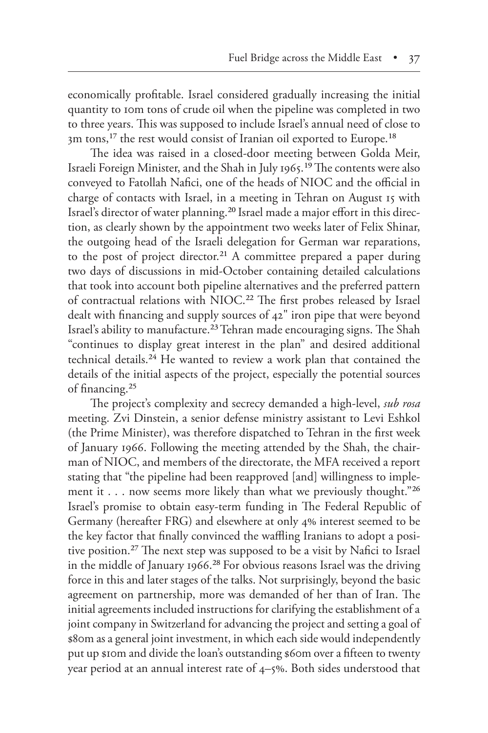economically profitable. Israel considered gradually increasing the initial quantity to 10m tons of crude oil when the pipeline was completed in two to three years. This was supposed to include Israel's annual need of close to 3m tons,[17] the rest would consist of Iranian oil exported to Europe.[18]

The idea was raised in a closed-door meeting between Golda Meir, Israeli Foreign Minister, and the Shah in July 1965.[19] The contents were also conveyed to Fatollah Nafici, one of the heads of NIOC and the official in charge of contacts with Israel, in a meeting in Tehran on August 15 with Israel's director of water planning.[20] Israel made a major effort in this direction, as clearly shown by the appointment two weeks later of Felix Shinar, the outgoing head of the Israeli delegation for German war reparations, to the post of project director.[21] A committee prepared a paper during two days of discussions in mid-October containing detailed calculations that took into account both pipeline alternatives and the preferred pattern of contractual relations with NIOC.[22] The first probes released by Israel dealt with financing and supply sources of 42" iron pipe that were beyond Israel's ability to manufacture.[23] Tehran made encouraging signs. The Shah "continues to display great interest in the plan" and desired additional technical details.[24] He wanted to review a work plan that contained the details of the initial aspects of the project, especially the potential sources of financing.[25]

The project's complexity and secrecy demanded a high-level, *sub rosa* meeting. Zvi Dinstein, a senior defense ministry assistant to Levi Eshkol (the Prime Minister), was therefore dispatched to Tehran in the first week of January 1966. Following the meeting attended by the Shah, the chairman of NIOC, and members of the directorate, the MFA received a report stating that "the pipeline had been reapproved [and] willingness to implement it . . . now seems more likely than what we previously thought."[26] Israel's promise to obtain easy-term funding in The Federal Republic of Germany (hereafter FRG) and elsewhere at only 4% interest seemed to be the key factor that finally convinced the waffling Iranians to adopt a positive position.[27] The next step was supposed to be a visit by Nafici to Israel in the middle of January 1966.[28] For obvious reasons Israel was the driving force in this and later stages of the talks. Not surprisingly, beyond the basic agreement on partnership, more was demanded of her than of Iran. The initial agreements included instructions for clarifying the establishment of a joint company in Switzerland for advancing the project and setting a goal of $80m as a general joint investment, in which each side would independently put up $10m and divide the loan's outstanding $60m over a fifteen to twenty year period at an annual interest rate of 4–5%. Both sides understood that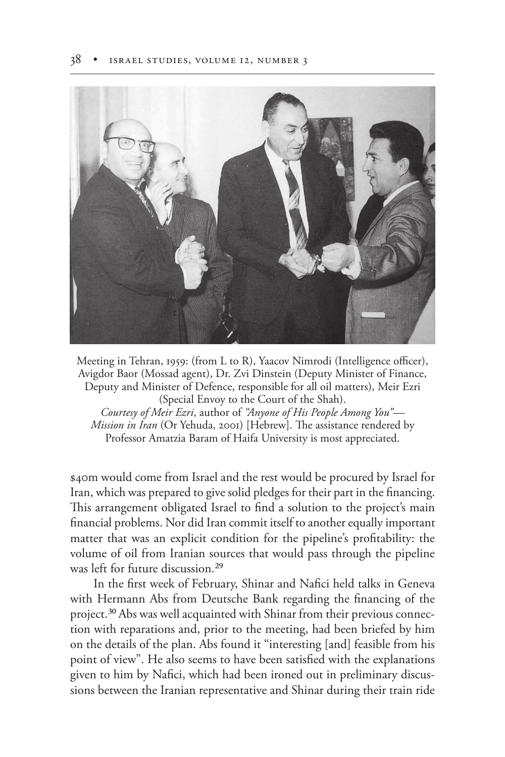Meeting in Tehran, 1959: (from L to R), Yaacov Nimrodi (Intelligence officer), Avigdor Baor (Mossad agent), Dr. Zvi Dinstein (Deputy Minister of Finance, Deputy and Minister of Defence, responsible for all oil matters), Meir Ezri (Special Envoy to the Court of the Shah).
*Courtesy of Meir Ezri*, author of *"Anyone of His People Among You"— Mission in Iran* (Or Yehuda, 2001) [Hebrew]. The assistance rendered by Professor Amatzia Baram of Haifa University is most appreciated.

$40m would come from Israel and the rest would be procured by Israel for Iran, which was prepared to give solid pledges for their part in the financing. This arrangement obligated Israel to find a solution to the project's main financial problems. Nor did Iran commit itself to another equally important matter that was an explicit condition for the pipeline's profitability: the volume of oil from Iranian sources that would pass through the pipeline was left for future discussion.[29]

In the first week of February, Shinar and Nafici held talks in Geneva with Hermann Abs from Deutsche Bank regarding the financing of the project.[30] Abs was well acquainted with Shinar from their previous connection with reparations and, prior to the meeting, had been briefed by him on the details of the plan. Abs found it "interesting [and] feasible from his point of view". He also seems to have been satisfied with the explanations given to him by Nafici, which had been ironed out in preliminary discussions between the Iranian representative and Shinar during their train ride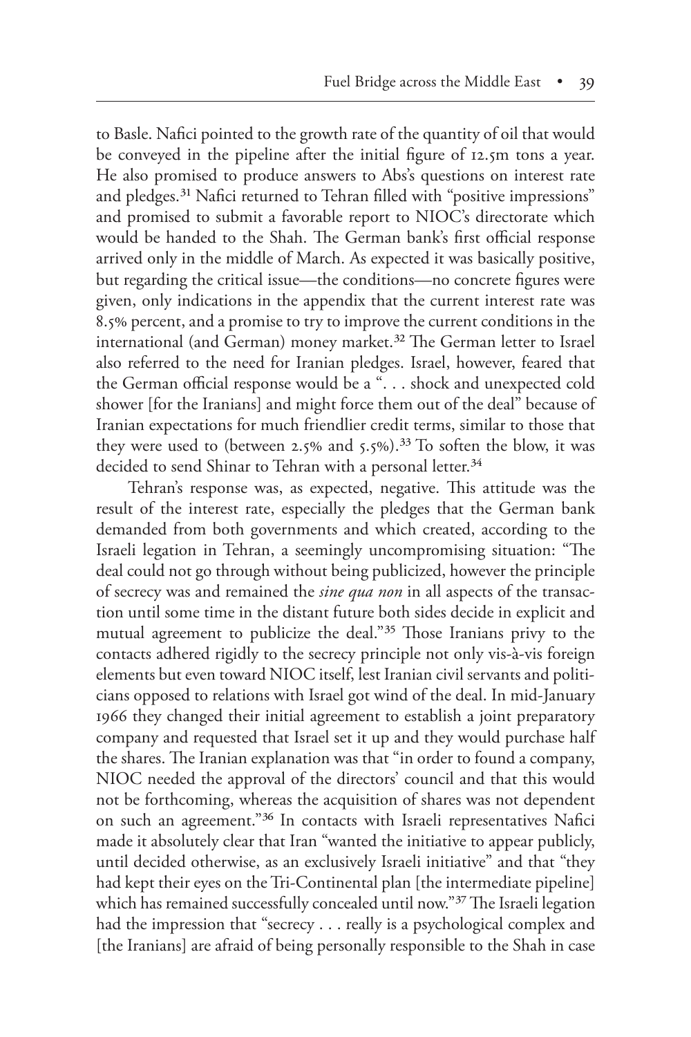to Basle. Nafici pointed to the growth rate of the quantity of oil that would be conveyed in the pipeline after the initial figure of 12.5m tons a year. He also promised to produce answers to Abs's questions on interest rate and pledges.[31] Nafici returned to Tehran filled with "positive impressions" and promised to submit a favorable report to NIOC's directorate which would be handed to the Shah. The German bank's first official response arrived only in the middle of March. As expected it was basically positive, but regarding the critical issue—the conditions—no concrete figures were given, only indications in the appendix that the current interest rate was 8.5% percent, and a promise to try to improve the current conditions in the international (and German) money market.[32] The German letter to Israel also referred to the need for Iranian pledges. Israel, however, feared that the German official response would be a ". . . shock and unexpected cold shower [for the Iranians] and might force them out of the deal" because of Iranian expectations for much friendlier credit terms, similar to those that they were used to (between 2.5% and 5.5%).[33] To soften the blow, it was decided to send Shinar to Tehran with a personal letter.[34]

Tehran's response was, as expected, negative. This attitude was the result of the interest rate, especially the pledges that the German bank demanded from both governments and which created, according to the Israeli legation in Tehran, a seemingly uncompromising situation: "The deal could not go through without being publicized, however the principle of secrecy was and remained the *sine qua non* in all aspects of the transaction until some time in the distant future both sides decide in explicit and mutual agreement to publicize the deal."[35] Those Iranians privy to the contacts adhered rigidly to the secrecy principle not only vis-à-vis foreign elements but even toward NIOC itself, lest Iranian civil servants and politicians opposed to relations with Israel got wind of the deal. In mid-January 1966 they changed their initial agreement to establish a joint preparatory company and requested that Israel set it up and they would purchase half the shares. The Iranian explanation was that "in order to found a company, NIOC needed the approval of the directors' council and that this would not be forthcoming, whereas the acquisition of shares was not dependent on such an agreement."[36] In contacts with Israeli representatives Nafici made it absolutely clear that Iran "wanted the initiative to appear publicly, until decided otherwise, as an exclusively Israeli initiative" and that "they had kept their eyes on the Tri-Continental plan [the intermediate pipeline] which has remained successfully concealed until now."[37] The Israeli legation had the impression that "secrecy . . . really is a psychological complex and [the Iranians] are afraid of being personally responsible to the Shah in case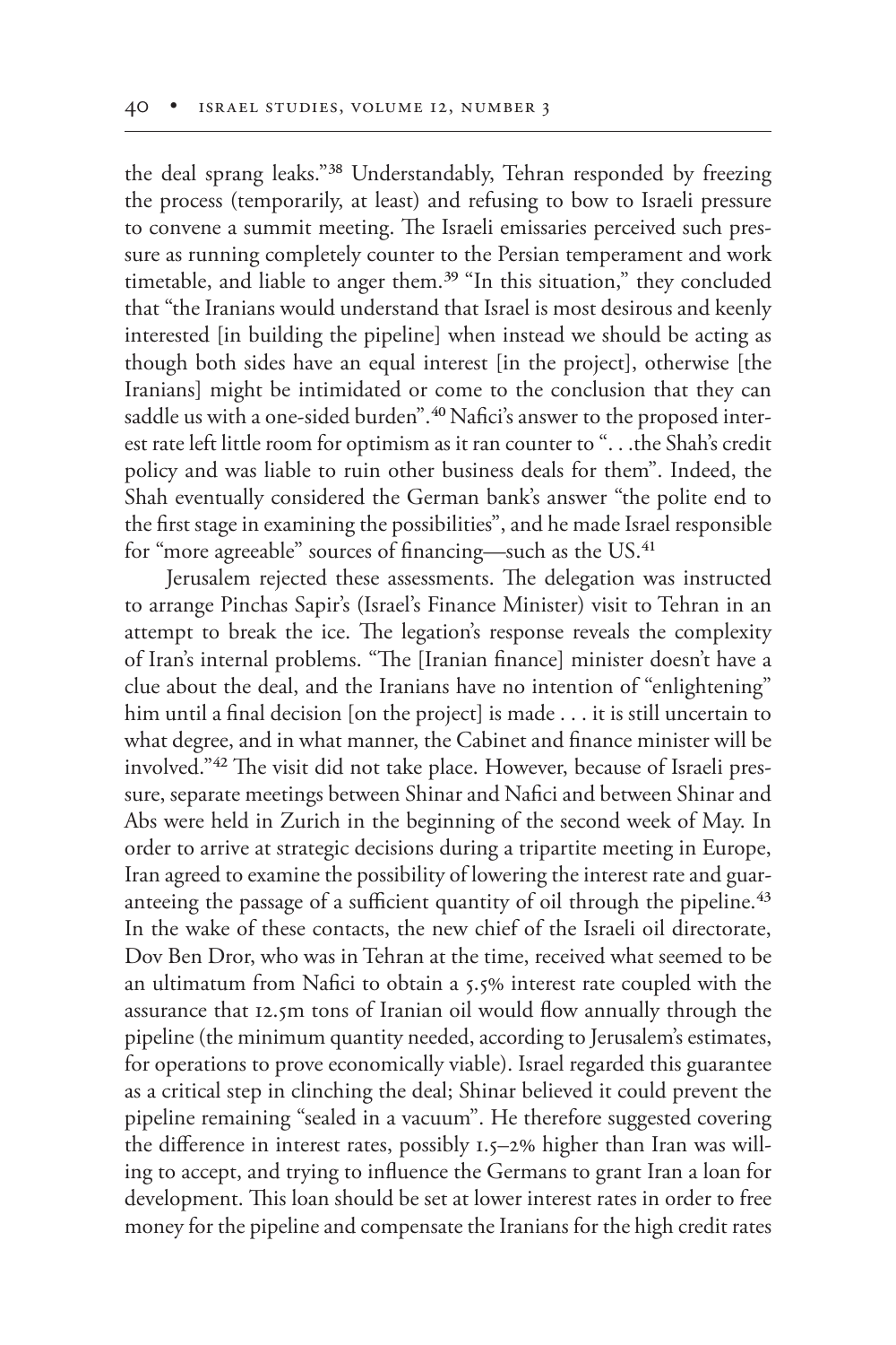the deal sprang leaks."[38] Understandably, Tehran responded by freezing the process (temporarily, at least) and refusing to bow to Israeli pressure to convene a summit meeting. The Israeli emissaries perceived such pressure as running completely counter to the Persian temperament and work timetable, and liable to anger them.[39] "In this situation," they concluded that "the Iranians would understand that Israel is most desirous and keenly interested [in building the pipeline] when instead we should be acting as though both sides have an equal interest [in the project], otherwise [the Iranians] might be intimidated or come to the conclusion that they can saddle us with a one-sided burden".[40] Nafici's answer to the proposed interest rate left little room for optimism as it ran counter to ". . .the Shah's credit policy and was liable to ruin other business deals for them". Indeed, the Shah eventually considered the German bank's answer "the polite end to the first stage in examining the possibilities", and he made Israel responsible for "more agreeable" sources of financing—such as the US.[41]

Jerusalem rejected these assessments. The delegation was instructed to arrange Pinchas Sapir's (Israel's Finance Minister) visit to Tehran in an attempt to break the ice. The legation's response reveals the complexity of Iran's internal problems. "The [Iranian finance] minister doesn't have a clue about the deal, and the Iranians have no intention of "enlightening" him until a final decision [on the project] is made . . . it is still uncertain to what degree, and in what manner, the Cabinet and finance minister will be involved."[42] The visit did not take place. However, because of Israeli pressure, separate meetings between Shinar and Nafici and between Shinar and Abs were held in Zurich in the beginning of the second week of May. In order to arrive at strategic decisions during a tripartite meeting in Europe, Iran agreed to examine the possibility of lowering the interest rate and guaranteeing the passage of a sufficient quantity of oil through the pipeline.[43] In the wake of these contacts, the new chief of the Israeli oil directorate, Dov Ben Dror, who was in Tehran at the time, received what seemed to be an ultimatum from Nafici to obtain a 5.5% interest rate coupled with the assurance that 12.5m tons of Iranian oil would flow annually through the pipeline (the minimum quantity needed, according to Jerusalem's estimates, for operations to prove economically viable). Israel regarded this guarantee as a critical step in clinching the deal; Shinar believed it could prevent the pipeline remaining "sealed in a vacuum". He therefore suggested covering the difference in interest rates, possibly 1.5–2% higher than Iran was willing to accept, and trying to influence the Germans to grant Iran a loan for development. This loan should be set at lower interest rates in order to free money for the pipeline and compensate the Iranians for the high credit rates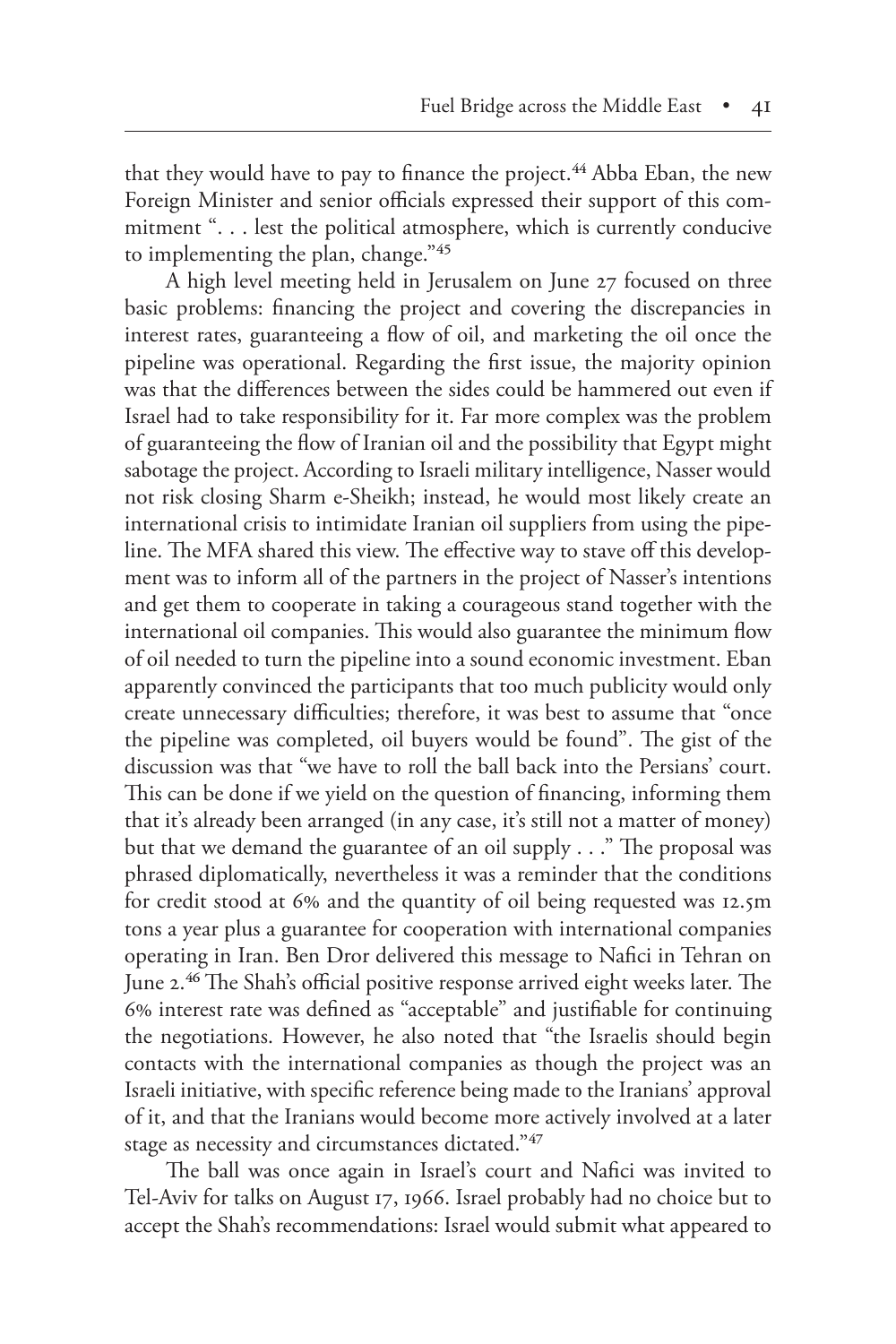that they would have to pay to finance the project.[44] Abba Eban, the new Foreign Minister and senior officials expressed their support of this commitment ". . . lest the political atmosphere, which is currently conducive to implementing the plan, change."[45]

A high level meeting held in Jerusalem on June 27 focused on three basic problems: financing the project and covering the discrepancies in interest rates, guaranteeing a flow of oil, and marketing the oil once the pipeline was operational. Regarding the first issue, the majority opinion was that the differences between the sides could be hammered out even if Israel had to take responsibility for it. Far more complex was the problem of guaranteeing the flow of Iranian oil and the possibility that Egypt might sabotage the project. According to Israeli military intelligence, Nasser would not risk closing Sharm e-Sheikh; instead, he would most likely create an international crisis to intimidate Iranian oil suppliers from using the pipeline. The MFA shared this view. The effective way to stave off this development was to inform all of the partners in the project of Nasser's intentions and get them to cooperate in taking a courageous stand together with the international oil companies. This would also guarantee the minimum flow of oil needed to turn the pipeline into a sound economic investment. Eban apparently convinced the participants that too much publicity would only create unnecessary difficulties; therefore, it was best to assume that "once the pipeline was completed, oil buyers would be found". The gist of the discussion was that "we have to roll the ball back into the Persians' court. This can be done if we yield on the question of financing, informing them that it's already been arranged (in any case, it's still not a matter of money) but that we demand the guarantee of an oil supply . . ." The proposal was phrased diplomatically, nevertheless it was a reminder that the conditions for credit stood at 6% and the quantity of oil being requested was 12.5m tons a year plus a guarantee for cooperation with international companies operating in Iran. Ben Dror delivered this message to Nafici in Tehran on June 2.[46] The Shah's official positive response arrived eight weeks later. The 6% interest rate was defined as "acceptable" and justifiable for continuing the negotiations. However, he also noted that "the Israelis should begin contacts with the international companies as though the project was an Israeli initiative, with specific reference being made to the Iranians' approval of it, and that the Iranians would become more actively involved at a later stage as necessity and circumstances dictated."[47]

The ball was once again in Israel's court and Nafici was invited to Tel-Aviv for talks on August 17, 1966. Israel probably had no choice but to accept the Shah's recommendations: Israel would submit what appeared to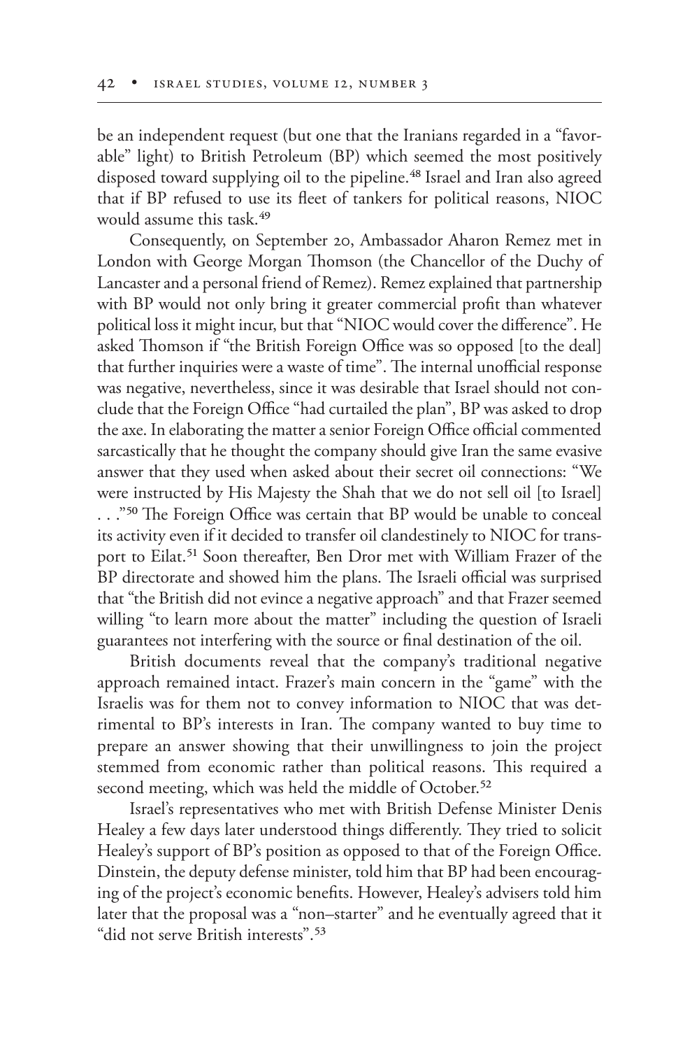be an independent request (but one that the Iranians regarded in a "favorable" light) to British Petroleum (BP) which seemed the most positively disposed toward supplying oil to the pipeline.[48] Israel and Iran also agreed that if BP refused to use its fleet of tankers for political reasons, NIOC would assume this task.[49]

Consequently, on September 20, Ambassador Aharon Remez met in London with George Morgan Thomson (the Chancellor of the Duchy of Lancaster and a personal friend of Remez). Remez explained that partnership with BP would not only bring it greater commercial profit than whatever political loss it might incur, but that "NIOC would cover the difference". He asked Thomson if "the British Foreign Office was so opposed [to the deal] that further inquiries were a waste of time". The internal unofficial response was negative, nevertheless, since it was desirable that Israel should not conclude that the Foreign Office "had curtailed the plan", BP was asked to drop the axe. In elaborating the matter a senior Foreign Office official commented sarcastically that he thought the company should give Iran the same evasive answer that they used when asked about their secret oil connections: "We were instructed by His Majesty the Shah that we do not sell oil [to Israel] . . ."[50] The Foreign Office was certain that BP would be unable to conceal its activity even if it decided to transfer oil clandestinely to NIOC for transport to Eilat.[51] Soon thereafter, Ben Dror met with William Frazer of the BP directorate and showed him the plans. The Israeli official was surprised that "the British did not evince a negative approach" and that Frazer seemed willing "to learn more about the matter" including the question of Israeli guarantees not interfering with the source or final destination of the oil.

British documents reveal that the company's traditional negative approach remained intact. Frazer's main concern in the "game" with the Israelis was for them not to convey information to NIOC that was detrimental to BP's interests in Iran. The company wanted to buy time to prepare an answer showing that their unwillingness to join the project stemmed from economic rather than political reasons. This required a second meeting, which was held the middle of October.[52]

Israel's representatives who met with British Defense Minister Denis Healey a few days later understood things differently. They tried to solicit Healey's support of BP's position as opposed to that of the Foreign Office. Dinstein, the deputy defense minister, told him that BP had been encouraging of the project's economic benefits. However, Healey's advisers told him later that the proposal was a "non–starter" and he eventually agreed that it "did not serve British interests".[53]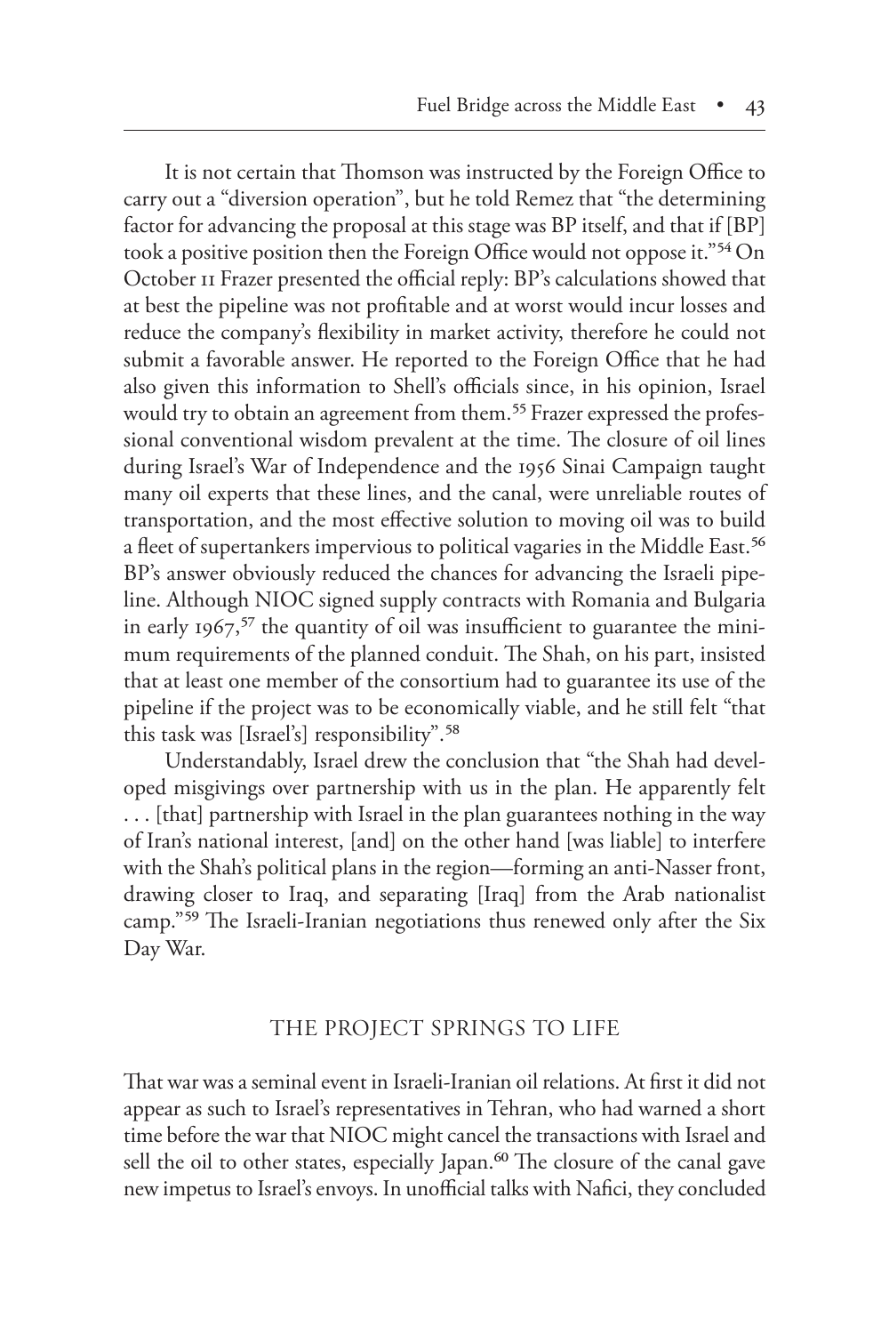It is not certain that Thomson was instructed by the Foreign Office to carry out a "diversion operation", but he told Remez that "the determining factor for advancing the proposal at this stage was BP itself, and that if [BP] took a positive position then the Foreign Office would not oppose it."[54] On October 11 Frazer presented the official reply: BP's calculations showed that at best the pipeline was not profitable and at worst would incur losses and reduce the company's flexibility in market activity, therefore he could not submit a favorable answer. He reported to the Foreign Office that he had also given this information to Shell's officials since, in his opinion, Israel would try to obtain an agreement from them.[55] Frazer expressed the professional conventional wisdom prevalent at the time. The closure of oil lines during Israel's War of Independence and the 1956 Sinai Campaign taught many oil experts that these lines, and the canal, were unreliable routes of transportation, and the most effective solution to moving oil was to build a fleet of supertankers impervious to political vagaries in the Middle East.[56] BP's answer obviously reduced the chances for advancing the Israeli pipeline. Although NIOC signed supply contracts with Romania and Bulgaria in early 1967,[57] the quantity of oil was insufficient to guarantee the minimum requirements of the planned conduit. The Shah, on his part, insisted that at least one member of the consortium had to guarantee its use of the pipeline if the project was to be economically viable, and he still felt "that this task was [Israel's] responsibility".[58]

Understandably, Israel drew the conclusion that "the Shah had developed misgivings over partnership with us in the plan. He apparently felt . . . [that] partnership with Israel in the plan guarantees nothing in the way of Iran's national interest, [and] on the other hand [was liable] to interfere with the Shah's political plans in the region—forming an anti-Nasser front, drawing closer to Iraq, and separating [Iraq] from the Arab nationalist camp."[59] The Israeli-Iranian negotiations thus renewed only after the Six Day War.

## THE PROJECT SPRINGS TO LIFE

That war was a seminal event in Israeli-Iranian oil relations. At first it did not appear as such to Israel's representatives in Tehran, who had warned a short time before the war that NIOC might cancel the transactions with Israel and sell the oil to other states, especially Japan.[60] The closure of the canal gave new impetus to Israel's envoys. In unofficial talks with Nafici, they concluded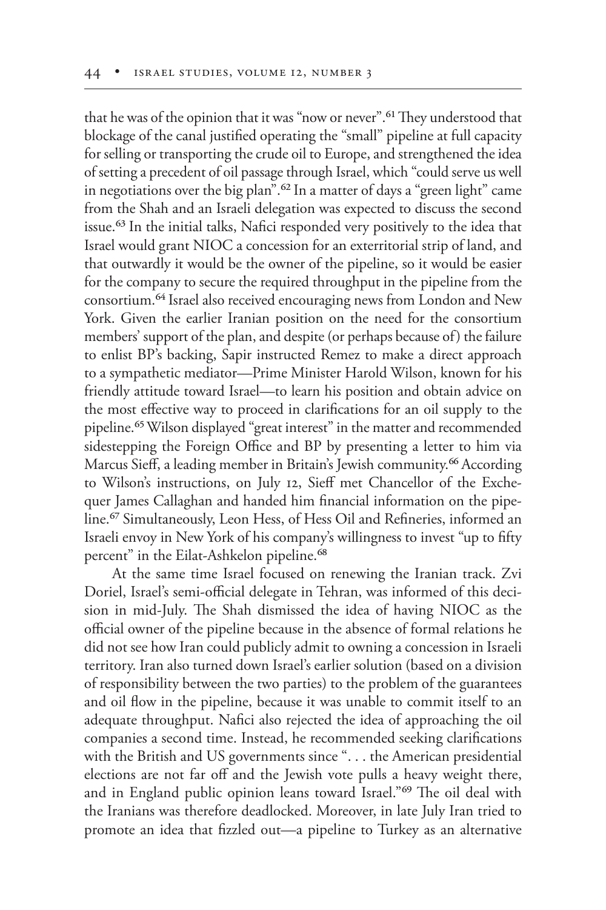that he was of the opinion that it was "now or never".[61] They understood that blockage of the canal justified operating the "small" pipeline at full capacity for selling or transporting the crude oil to Europe, and strengthened the idea of setting a precedent of oil passage through Israel, which "could serve us well in negotiations over the big plan".[62] In a matter of days a "green light" came from the Shah and an Israeli delegation was expected to discuss the second issue.[63] In the initial talks, Nafici responded very positively to the idea that Israel would grant NIOC a concession for an exterritorial strip of land, and that outwardly it would be the owner of the pipeline, so it would be easier for the company to secure the required throughput in the pipeline from the consortium.[64] Israel also received encouraging news from London and New York. Given the earlier Iranian position on the need for the consortium members' support of the plan, and despite (or perhaps because of) the failure to enlist BP's backing, Sapir instructed Remez to make a direct approach to a sympathetic mediator—Prime Minister Harold Wilson, known for his friendly attitude toward Israel—to learn his position and obtain advice on the most effective way to proceed in clarifications for an oil supply to the pipeline.[65] Wilson displayed "great interest" in the matter and recommended sidestepping the Foreign Office and BP by presenting a letter to him via Marcus Sieff, a leading member in Britain's Jewish community.[66] According to Wilson's instructions, on July 12, Sieff met Chancellor of the Exchequer James Callaghan and handed him financial information on the pipeline.[67] Simultaneously, Leon Hess, of Hess Oil and Refineries, informed an Israeli envoy in New York of his company's willingness to invest "up to fifty percent" in the Eilat-Ashkelon pipeline.[68]

At the same time Israel focused on renewing the Iranian track. Zvi Doriel, Israel's semi-official delegate in Tehran, was informed of this decision in mid-July. The Shah dismissed the idea of having NIOC as the official owner of the pipeline because in the absence of formal relations he did not see how Iran could publicly admit to owning a concession in Israeli territory. Iran also turned down Israel's earlier solution (based on a division of responsibility between the two parties) to the problem of the guarantees and oil flow in the pipeline, because it was unable to commit itself to an adequate throughput. Nafici also rejected the idea of approaching the oil companies a second time. Instead, he recommended seeking clarifications with the British and US governments since ". . . the American presidential elections are not far off and the Jewish vote pulls a heavy weight there, and in England public opinion leans toward Israel."[69] The oil deal with the Iranians was therefore deadlocked. Moreover, in late July Iran tried to promote an idea that fizzled out—a pipeline to Turkey as an alternative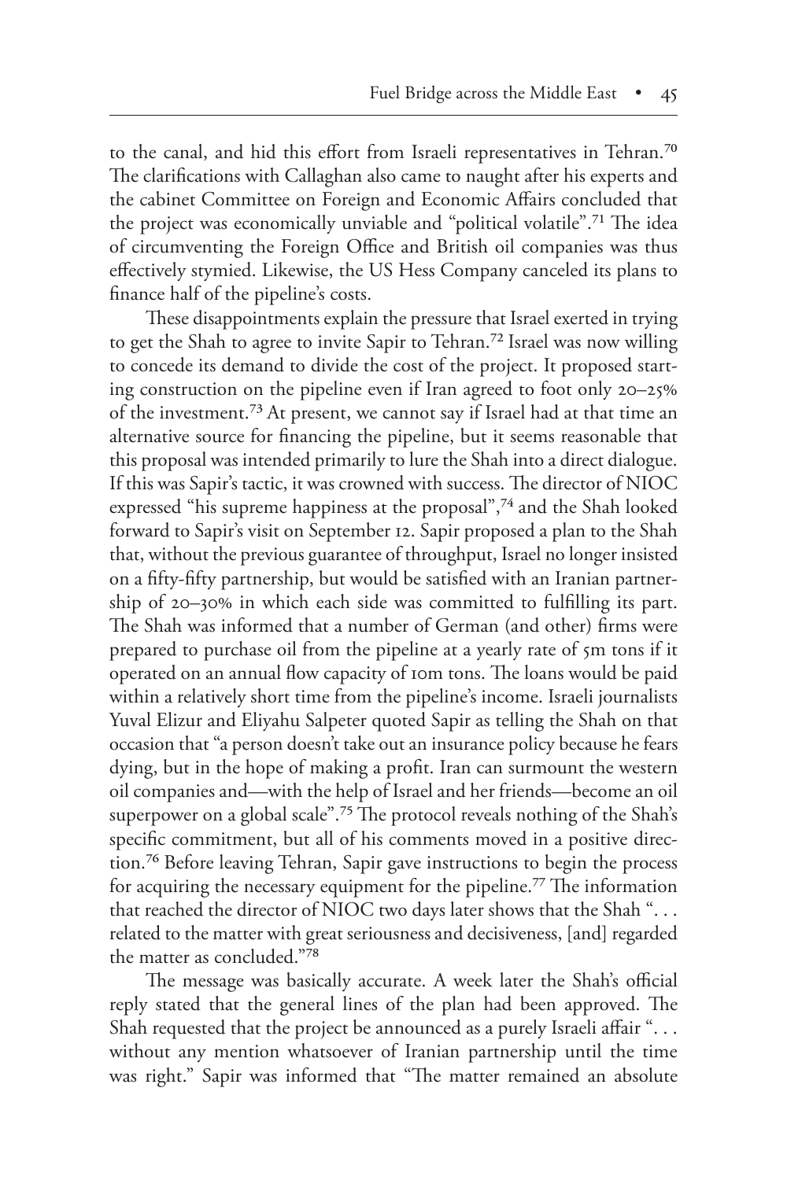to the canal, and hid this effort from Israeli representatives in Tehran.[70] The clarifications with Callaghan also came to naught after his experts and the cabinet Committee on Foreign and Economic Affairs concluded that the project was economically unviable and "political volatile".[71] The idea of circumventing the Foreign Office and British oil companies was thus effectively stymied. Likewise, the US Hess Company canceled its plans to finance half of the pipeline's costs.

These disappointments explain the pressure that Israel exerted in trying to get the Shah to agree to invite Sapir to Tehran.[72] Israel was now willing to concede its demand to divide the cost of the project. It proposed starting construction on the pipeline even if Iran agreed to foot only 20–25% of the investment.[73] At present, we cannot say if Israel had at that time an alternative source for financing the pipeline, but it seems reasonable that this proposal was intended primarily to lure the Shah into a direct dialogue. If this was Sapir's tactic, it was crowned with success. The director of NIOC expressed "his supreme happiness at the proposal",[74] and the Shah looked forward to Sapir's visit on September 12. Sapir proposed a plan to the Shah that, without the previous guarantee of throughput, Israel no longer insisted on a fifty-fifty partnership, but would be satisfied with an Iranian partnership of 20–30% in which each side was committed to fulfilling its part. The Shah was informed that a number of German (and other) firms were prepared to purchase oil from the pipeline at a yearly rate of 5m tons if it operated on an annual flow capacity of 10m tons. The loans would be paid within a relatively short time from the pipeline's income. Israeli journalists Yuval Elizur and Eliyahu Salpeter quoted Sapir as telling the Shah on that occasion that "a person doesn't take out an insurance policy because he fears dying, but in the hope of making a profit. Iran can surmount the western oil companies and—with the help of Israel and her friends—become an oil superpower on a global scale".[75] The protocol reveals nothing of the Shah's specific commitment, but all of his comments moved in a positive direction.[76] Before leaving Tehran, Sapir gave instructions to begin the process for acquiring the necessary equipment for the pipeline.[77] The information that reached the director of NIOC two days later shows that the Shah ". . . related to the matter with great seriousness and decisiveness, [and] regarded the matter as concluded."[78]

The message was basically accurate. A week later the Shah's official reply stated that the general lines of the plan had been approved. The Shah requested that the project be announced as a purely Israeli affair ". . . without any mention whatsoever of Iranian partnership until the time was right." Sapir was informed that "The matter remained an absolute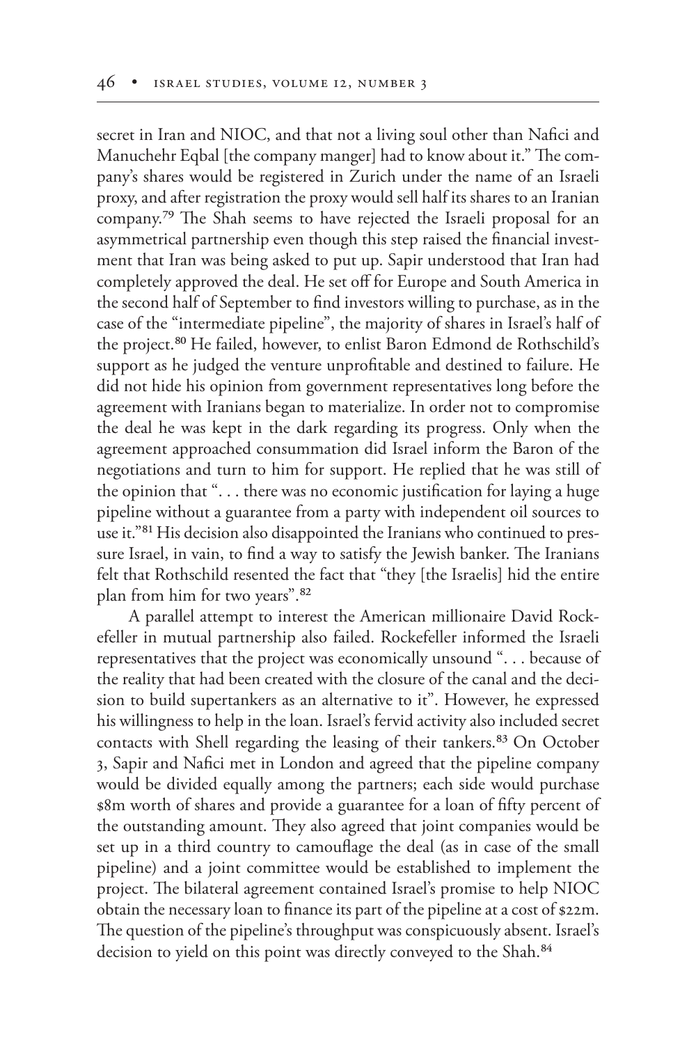secret in Iran and NIOC, and that not a living soul other than Nafici and Manuchehr Eqbal [the company manger] had to know about it." The company's shares would be registered in Zurich under the name of an Israeli proxy, and after registration the proxy would sell half its shares to an Iranian company.[79] The Shah seems to have rejected the Israeli proposal for an asymmetrical partnership even though this step raised the financial investment that Iran was being asked to put up. Sapir understood that Iran had completely approved the deal. He set off for Europe and South America in the second half of September to find investors willing to purchase, as in the case of the "intermediate pipeline", the majority of shares in Israel's half of the project.[80] He failed, however, to enlist Baron Edmond de Rothschild's support as he judged the venture unprofitable and destined to failure. He did not hide his opinion from government representatives long before the agreement with Iranians began to materialize. In order not to compromise the deal he was kept in the dark regarding its progress. Only when the agreement approached consummation did Israel inform the Baron of the negotiations and turn to him for support. He replied that he was still of the opinion that ". . . there was no economic justification for laying a huge pipeline without a guarantee from a party with independent oil sources to use it."[81] His decision also disappointed the Iranians who continued to pressure Israel, in vain, to find a way to satisfy the Jewish banker. The Iranians felt that Rothschild resented the fact that "they [the Israelis] hid the entire plan from him for two years".[82]

A parallel attempt to interest the American millionaire David Rockefeller in mutual partnership also failed. Rockefeller informed the Israeli representatives that the project was economically unsound ". . . because of the reality that had been created with the closure of the canal and the decision to build supertankers as an alternative to it". However, he expressed his willingness to help in the loan. Israel's fervid activity also included secret contacts with Shell regarding the leasing of their tankers.[83] On October 3, Sapir and Nafici met in London and agreed that the pipeline company would be divided equally among the partners; each side would purchase $8m worth of shares and provide a guarantee for a loan of fifty percent of the outstanding amount. They also agreed that joint companies would be set up in a third country to camouflage the deal (as in case of the small pipeline) and a joint committee would be established to implement the project. The bilateral agreement contained Israel's promise to help NIOC obtain the necessary loan to finance its part of the pipeline at a cost of $22m. The question of the pipeline's throughput was conspicuously absent. Israel's decision to yield on this point was directly conveyed to the Shah.[84]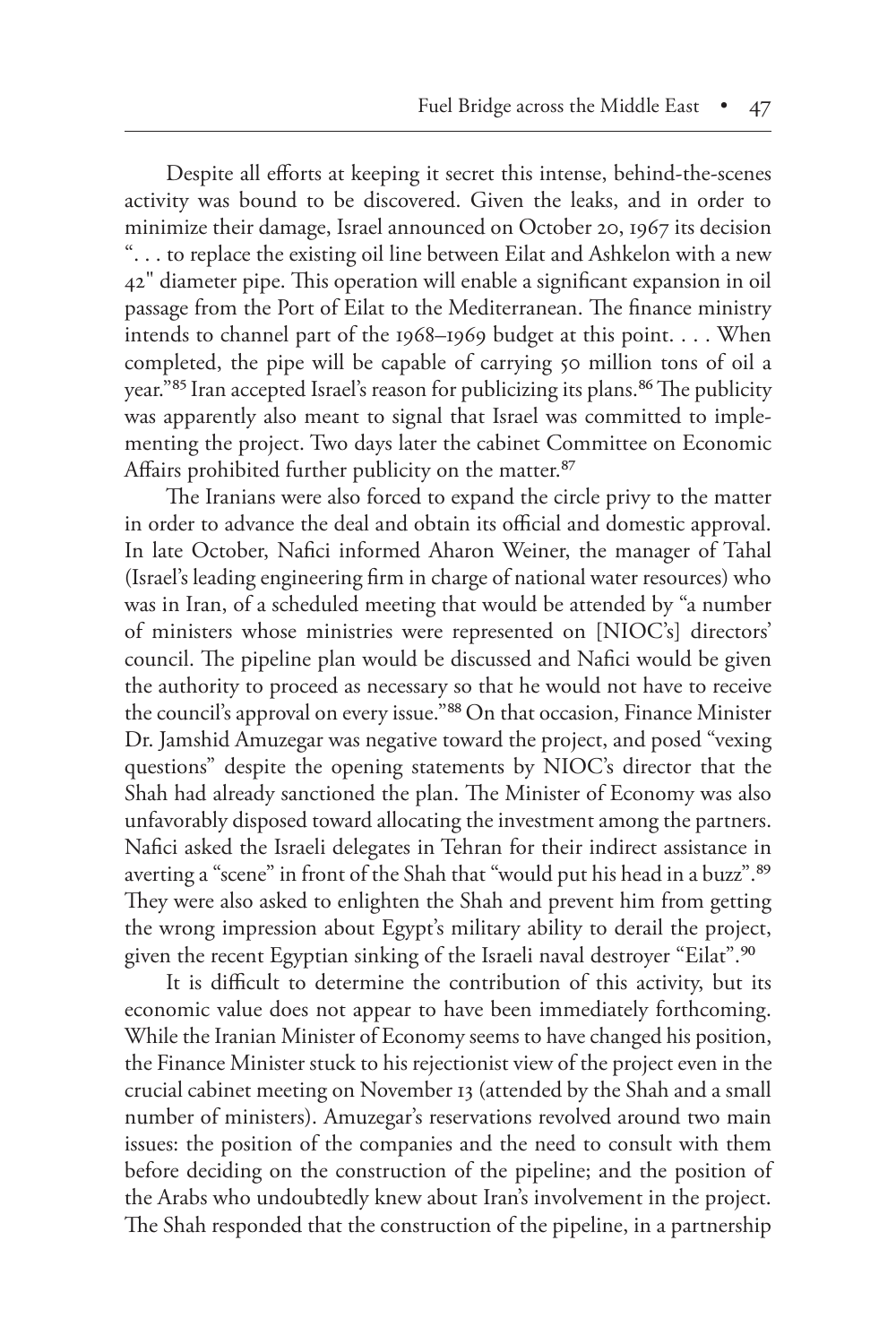Despite all efforts at keeping it secret this intense, behind-the-scenes activity was bound to be discovered. Given the leaks, and in order to minimize their damage, Israel announced on October 20, 1967 its decision ". . . to replace the existing oil line between Eilat and Ashkelon with a new 42" diameter pipe. This operation will enable a significant expansion in oil passage from the Port of Eilat to the Mediterranean. The finance ministry intends to channel part of the 1968–1969 budget at this point. . . . When completed, the pipe will be capable of carrying 50 million tons of oil a year."[85] Iran accepted Israel's reason for publicizing its plans.[86] The publicity was apparently also meant to signal that Israel was committed to implementing the project. Two days later the cabinet Committee on Economic Affairs prohibited further publicity on the matter.[87]

The Iranians were also forced to expand the circle privy to the matter in order to advance the deal and obtain its official and domestic approval. In late October, Nafici informed Aharon Weiner, the manager of Tahal (Israel's leading engineering firm in charge of national water resources) who was in Iran, of a scheduled meeting that would be attended by "a number of ministers whose ministries were represented on [NIOC's] directors' council. The pipeline plan would be discussed and Nafici would be given the authority to proceed as necessary so that he would not have to receive the council's approval on every issue."[88] On that occasion, Finance Minister Dr. Jamshid Amuzegar was negative toward the project, and posed "vexing questions" despite the opening statements by NIOC's director that the Shah had already sanctioned the plan. The Minister of Economy was also unfavorably disposed toward allocating the investment among the partners. Nafici asked the Israeli delegates in Tehran for their indirect assistance in averting a "scene" in front of the Shah that "would put his head in a buzz".[89] They were also asked to enlighten the Shah and prevent him from getting the wrong impression about Egypt's military ability to derail the project, given the recent Egyptian sinking of the Israeli naval destroyer "Eilat".[90]

It is difficult to determine the contribution of this activity, but its economic value does not appear to have been immediately forthcoming. While the Iranian Minister of Economy seems to have changed his position, the Finance Minister stuck to his rejectionist view of the project even in the crucial cabinet meeting on November 13 (attended by the Shah and a small number of ministers). Amuzegar's reservations revolved around two main issues: the position of the companies and the need to consult with them before deciding on the construction of the pipeline; and the position of the Arabs who undoubtedly knew about Iran's involvement in the project. The Shah responded that the construction of the pipeline, in a partnership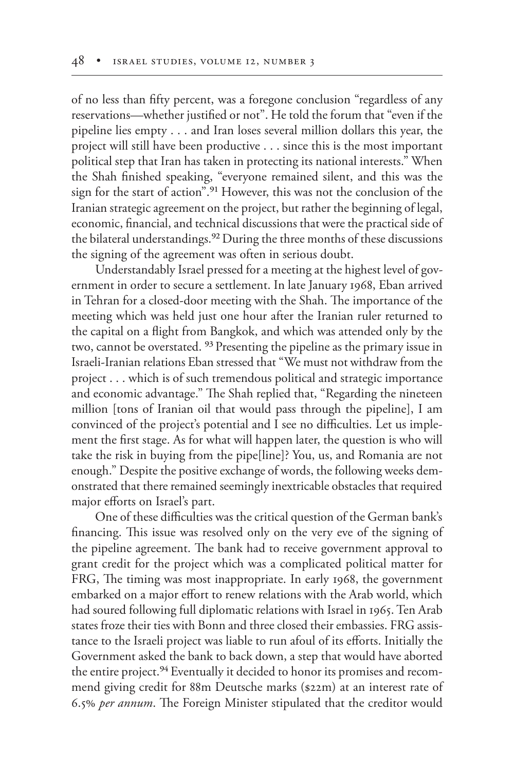of no less than fifty percent, was a foregone conclusion "regardless of any reservations—whether justified or not". He told the forum that "even if the pipeline lies empty . . . and Iran loses several million dollars this year, the project will still have been productive . . . since this is the most important political step that Iran has taken in protecting its national interests." When the Shah finished speaking, "everyone remained silent, and this was the sign for the start of action".[91] However, this was not the conclusion of the Iranian strategic agreement on the project, but rather the beginning of legal, economic, financial, and technical discussions that were the practical side of the bilateral understandings.[92] During the three months of these discussions the signing of the agreement was often in serious doubt.

Understandably Israel pressed for a meeting at the highest level of government in order to secure a settlement. In late January 1968, Eban arrived in Tehran for a closed-door meeting with the Shah. The importance of the meeting which was held just one hour after the Iranian ruler returned to the capital on a flight from Bangkok, and which was attended only by the two, cannot be overstated. [93] Presenting the pipeline as the primary issue in Israeli-Iranian relations Eban stressed that "We must not withdraw from the project . . . which is of such tremendous political and strategic importance and economic advantage." The Shah replied that, "Regarding the nineteen million [tons of Iranian oil that would pass through the pipeline], I am convinced of the project's potential and I see no difficulties. Let us implement the first stage. As for what will happen later, the question is who will take the risk in buying from the pipe[line]? You, us, and Romania are not enough." Despite the positive exchange of words, the following weeks demonstrated that there remained seemingly inextricable obstacles that required major efforts on Israel's part.

One of these difficulties was the critical question of the German bank's financing. This issue was resolved only on the very eve of the signing of the pipeline agreement. The bank had to receive government approval to grant credit for the project which was a complicated political matter for FRG, The timing was most inappropriate. In early 1968, the government embarked on a major effort to renew relations with the Arab world, which had soured following full diplomatic relations with Israel in 1965. Ten Arab states froze their ties with Bonn and three closed their embassies. FRG assistance to the Israeli project was liable to run afoul of its efforts. Initially the Government asked the bank to back down, a step that would have aborted the entire project.[94] Eventually it decided to honor its promises and recommend giving credit for 88m Deutsche marks ($22m) at an interest rate of 6.5% *per annum*. The Foreign Minister stipulated that the creditor would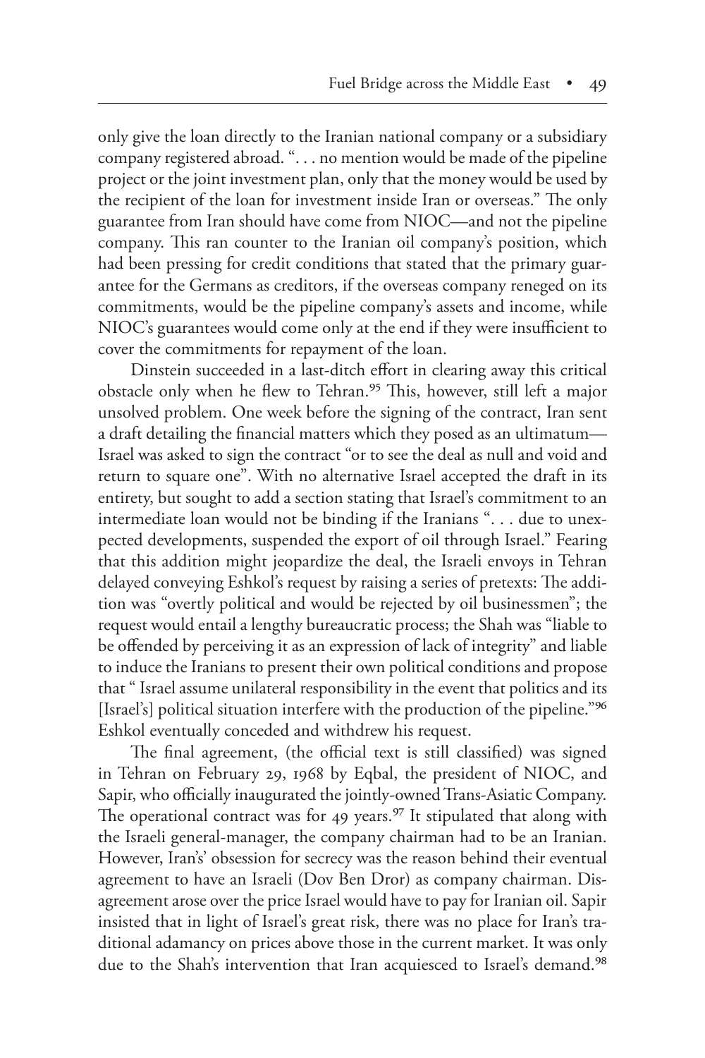only give the loan directly to the Iranian national company or a subsidiary company registered abroad. ". . . no mention would be made of the pipeline project or the joint investment plan, only that the money would be used by the recipient of the loan for investment inside Iran or overseas." The only guarantee from Iran should have come from NIOC—and not the pipeline company. This ran counter to the Iranian oil company's position, which had been pressing for credit conditions that stated that the primary guarantee for the Germans as creditors, if the overseas company reneged on its commitments, would be the pipeline company's assets and income, while NIOC's guarantees would come only at the end if they were insufficient to cover the commitments for repayment of the loan.

Dinstein succeeded in a last-ditch effort in clearing away this critical obstacle only when he flew to Tehran.[95] This, however, still left a major unsolved problem. One week before the signing of the contract, Iran sent a draft detailing the financial matters which they posed as an ultimatum—Israel was asked to sign the contract "or to see the deal as null and void and return to square one". With no alternative Israel accepted the draft in its entirety, but sought to add a section stating that Israel's commitment to an intermediate loan would not be binding if the Iranians ". . . due to unexpected developments, suspended the export of oil through Israel." Fearing that this addition might jeopardize the deal, the Israeli envoys in Tehran delayed conveying Eshkol's request by raising a series of pretexts: The addition was "overtly political and would be rejected by oil businessmen"; the request would entail a lengthy bureaucratic process; the Shah was "liable to be offended by perceiving it as an expression of lack of integrity" and liable to induce the Iranians to present their own political conditions and propose that " Israel assume unilateral responsibility in the event that politics and its [Israel's] political situation interfere with the production of the pipeline."[96] Eshkol eventually conceded and withdrew his request.

The final agreement, (the official text is still classified) was signed in Tehran on February 29, 1968 by Eqbal, the president of NIOC, and Sapir, who officially inaugurated the jointly-owned Trans-Asiatic Company. The operational contract was for 49 years.[97] It stipulated that along with the Israeli general-manager, the company chairman had to be an Iranian. However, Iran's' obsession for secrecy was the reason behind their eventual agreement to have an Israeli (Dov Ben Dror) as company chairman. Disagreement arose over the price Israel would have to pay for Iranian oil. Sapir insisted that in light of Israel's great risk, there was no place for Iran's traditional adamancy on prices above those in the current market. It was only due to the Shah's intervention that Iran acquiesced to Israel's demand.[98]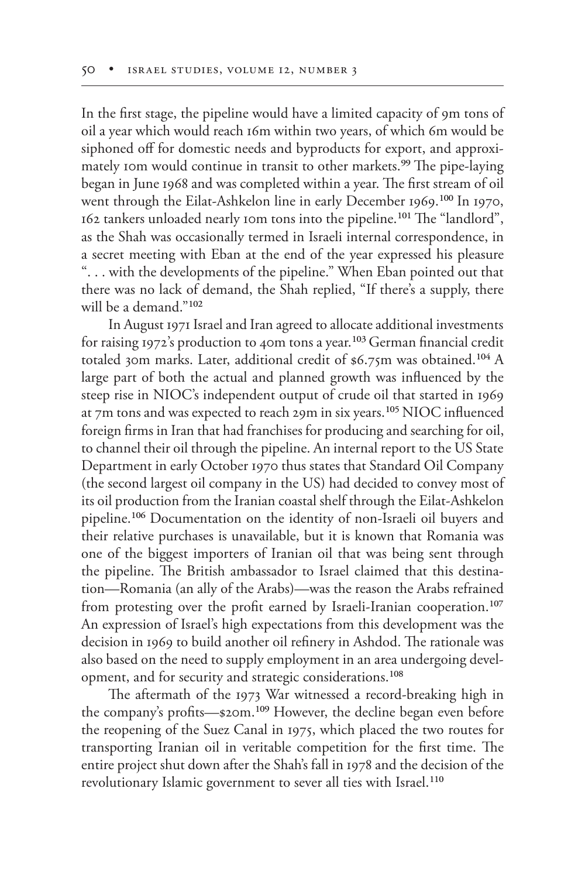In the first stage, the pipeline would have a limited capacity of 9m tons of oil a year which would reach 16m within two years, of which 6m would be siphoned off for domestic needs and byproducts for export, and approximately 10m would continue in transit to other markets.[99] The pipe-laying began in June 1968 and was completed within a year. The first stream of oil went through the Eilat-Ashkelon line in early December 1969.[100] In 1970, 162 tankers unloaded nearly 10m tons into the pipeline.[101] The "landlord", as the Shah was occasionally termed in Israeli internal correspondence, in a secret meeting with Eban at the end of the year expressed his pleasure ". . . with the developments of the pipeline." When Eban pointed out that there was no lack of demand, the Shah replied, "If there's a supply, there will be a demand."[102]

In August 1971 Israel and Iran agreed to allocate additional investments for raising 1972's production to 40m tons a year.[103] German financial credit totaled 30m marks. Later, additional credit of $6.75m was obtained.[104] A large part of both the actual and planned growth was influenced by the steep rise in NIOC's independent output of crude oil that started in 1969 at 7m tons and was expected to reach 29m in six years.[105] NIOC influenced foreign firms in Iran that had franchises for producing and searching for oil, to channel their oil through the pipeline. An internal report to the US State Department in early October 1970 thus states that Standard Oil Company (the second largest oil company in the US) had decided to convey most of its oil production from the Iranian coastal shelf through the Eilat-Ashkelon pipeline.[106] Documentation on the identity of non-Israeli oil buyers and their relative purchases is unavailable, but it is known that Romania was one of the biggest importers of Iranian oil that was being sent through the pipeline. The British ambassador to Israel claimed that this destination—Romania (an ally of the Arabs)—was the reason the Arabs refrained from protesting over the profit earned by Israeli-Iranian cooperation.[107] An expression of Israel's high expectations from this development was the decision in 1969 to build another oil refinery in Ashdod. The rationale was also based on the need to supply employment in an area undergoing development, and for security and strategic considerations.[108]

The aftermath of the 1973 War witnessed a record-breaking high in the company's profits—$20m.[109] However, the decline began even before the reopening of the Suez Canal in 1975, which placed the two routes for transporting Iranian oil in veritable competition for the first time. The entire project shut down after the Shah's fall in 1978 and the decision of the revolutionary Islamic government to sever all ties with Israel.[110]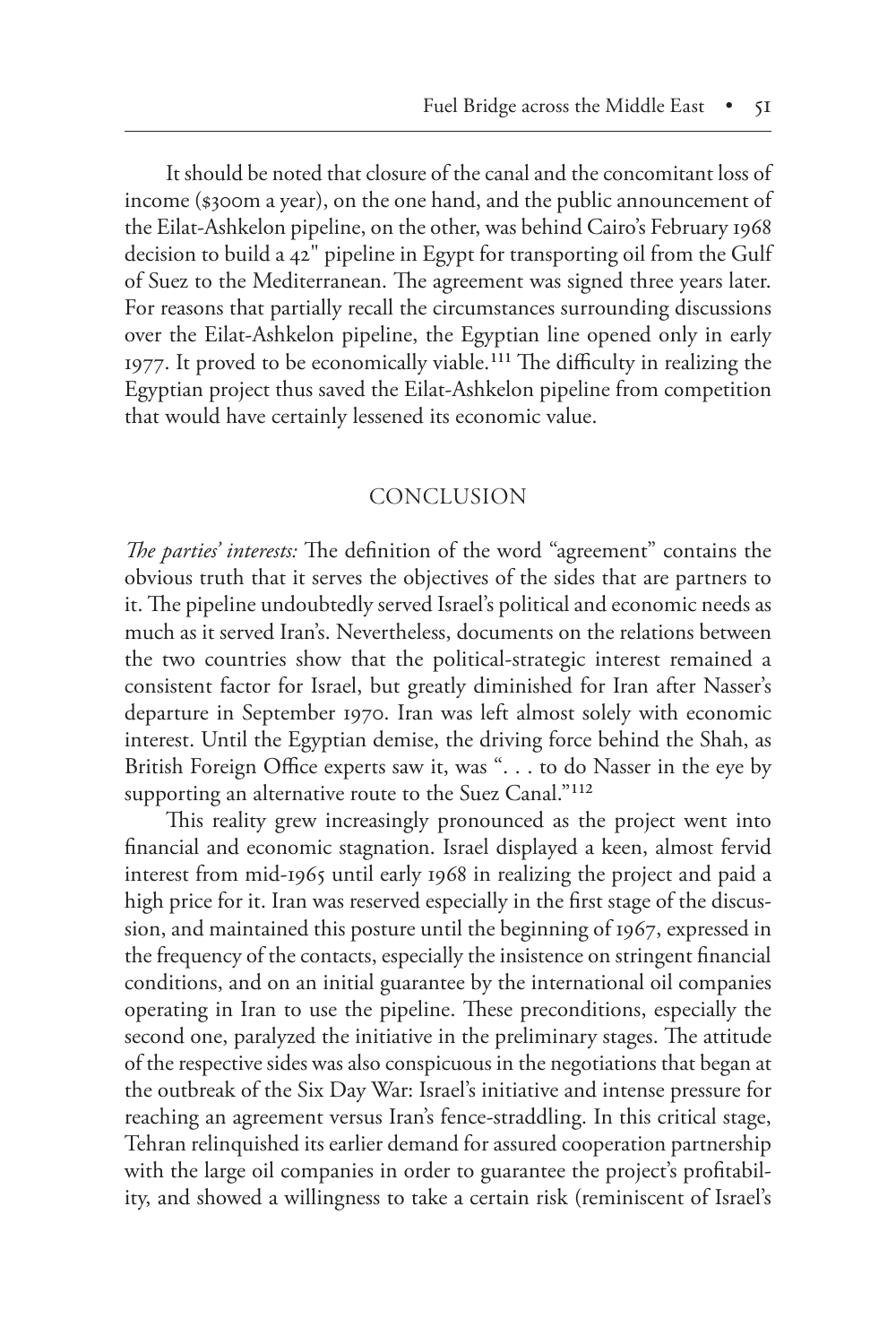It should be noted that closure of the canal and the concomitant loss of income ($300m a year), on the one hand, and the public announcement of the Eilat-Ashkelon pipeline, on the other, was behind Cairo's February 1968 decision to build a 42" pipeline in Egypt for transporting oil from the Gulf of Suez to the Mediterranean. The agreement was signed three years later. For reasons that partially recall the circumstances surrounding discussions over the Eilat-Ashkelon pipeline, the Egyptian line opened only in early 1977. It proved to be economically viable.[111] The difficulty in realizing the Egyptian project thus saved the Eilat-Ashkelon pipeline from competition that would have certainly lessened its economic value.

## CONCLUSION

*The parties' interests:* The definition of the word "agreement" contains the obvious truth that it serves the objectives of the sides that are partners to it. The pipeline undoubtedly served Israel's political and economic needs as much as it served Iran's. Nevertheless, documents on the relations between the two countries show that the political-strategic interest remained a consistent factor for Israel, but greatly diminished for Iran after Nasser's departure in September 1970. Iran was left almost solely with economic interest. Until the Egyptian demise, the driving force behind the Shah, as British Foreign Office experts saw it, was ". . . to do Nasser in the eye by supporting an alternative route to the Suez Canal."[112]

This reality grew increasingly pronounced as the project went into financial and economic stagnation. Israel displayed a keen, almost fervid interest from mid-1965 until early 1968 in realizing the project and paid a high price for it. Iran was reserved especially in the first stage of the discussion, and maintained this posture until the beginning of 1967, expressed in the frequency of the contacts, especially the insistence on stringent financial conditions, and on an initial guarantee by the international oil companies operating in Iran to use the pipeline. These preconditions, especially the second one, paralyzed the initiative in the preliminary stages. The attitude of the respective sides was also conspicuous in the negotiations that began at the outbreak of the Six Day War: Israel's initiative and intense pressure for reaching an agreement versus Iran's fence-straddling. In this critical stage, Tehran relinquished its earlier demand for assured cooperation partnership with the large oil companies in order to guarantee the project's profitability, and showed a willingness to take a certain risk (reminiscent of Israel's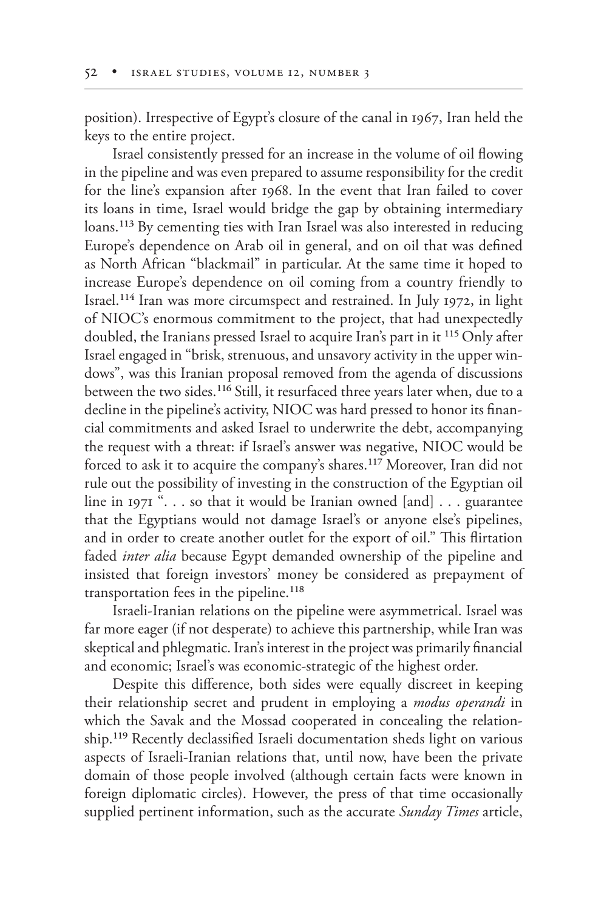position). Irrespective of Egypt's closure of the canal in 1967, Iran held the keys to the entire project.

Israel consistently pressed for an increase in the volume of oil flowing in the pipeline and was even prepared to assume responsibility for the credit for the line's expansion after 1968. In the event that Iran failed to cover its loans in time, Israel would bridge the gap by obtaining intermediary loans.[113] By cementing ties with Iran Israel was also interested in reducing Europe's dependence on Arab oil in general, and on oil that was defined as North African "blackmail" in particular. At the same time it hoped to increase Europe's dependence on oil coming from a country friendly to Israel.[114] Iran was more circumspect and restrained. In July 1972, in light of NIOC's enormous commitment to the project, that had unexpectedly doubled, the Iranians pressed Israel to acquire Iran's part in it [115] Only after Israel engaged in "brisk, strenuous, and unsavory activity in the upper windows", was this Iranian proposal removed from the agenda of discussions between the two sides.[116] Still, it resurfaced three years later when, due to a decline in the pipeline's activity, NIOC was hard pressed to honor its financial commitments and asked Israel to underwrite the debt, accompanying the request with a threat: if Israel's answer was negative, NIOC would be forced to ask it to acquire the company's shares.[117] Moreover, Iran did not rule out the possibility of investing in the construction of the Egyptian oil line in 1971 ". . . so that it would be Iranian owned [and] . . . guarantee that the Egyptians would not damage Israel's or anyone else's pipelines, and in order to create another outlet for the export of oil." This flirtation faded *inter alia* because Egypt demanded ownership of the pipeline and insisted that foreign investors' money be considered as prepayment of transportation fees in the pipeline.[118]

Israeli-Iranian relations on the pipeline were asymmetrical. Israel was far more eager (if not desperate) to achieve this partnership, while Iran was skeptical and phlegmatic. Iran's interest in the project was primarily financial and economic; Israel's was economic-strategic of the highest order.

Despite this difference, both sides were equally discreet in keeping their relationship secret and prudent in employing a *modus operandi* in which the Savak and the Mossad cooperated in concealing the relationship.[119] Recently declassified Israeli documentation sheds light on various aspects of Israeli-Iranian relations that, until now, have been the private domain of those people involved (although certain facts were known in foreign diplomatic circles). However, the press of that time occasionally supplied pertinent information, such as the accurate *Sunday Times* article,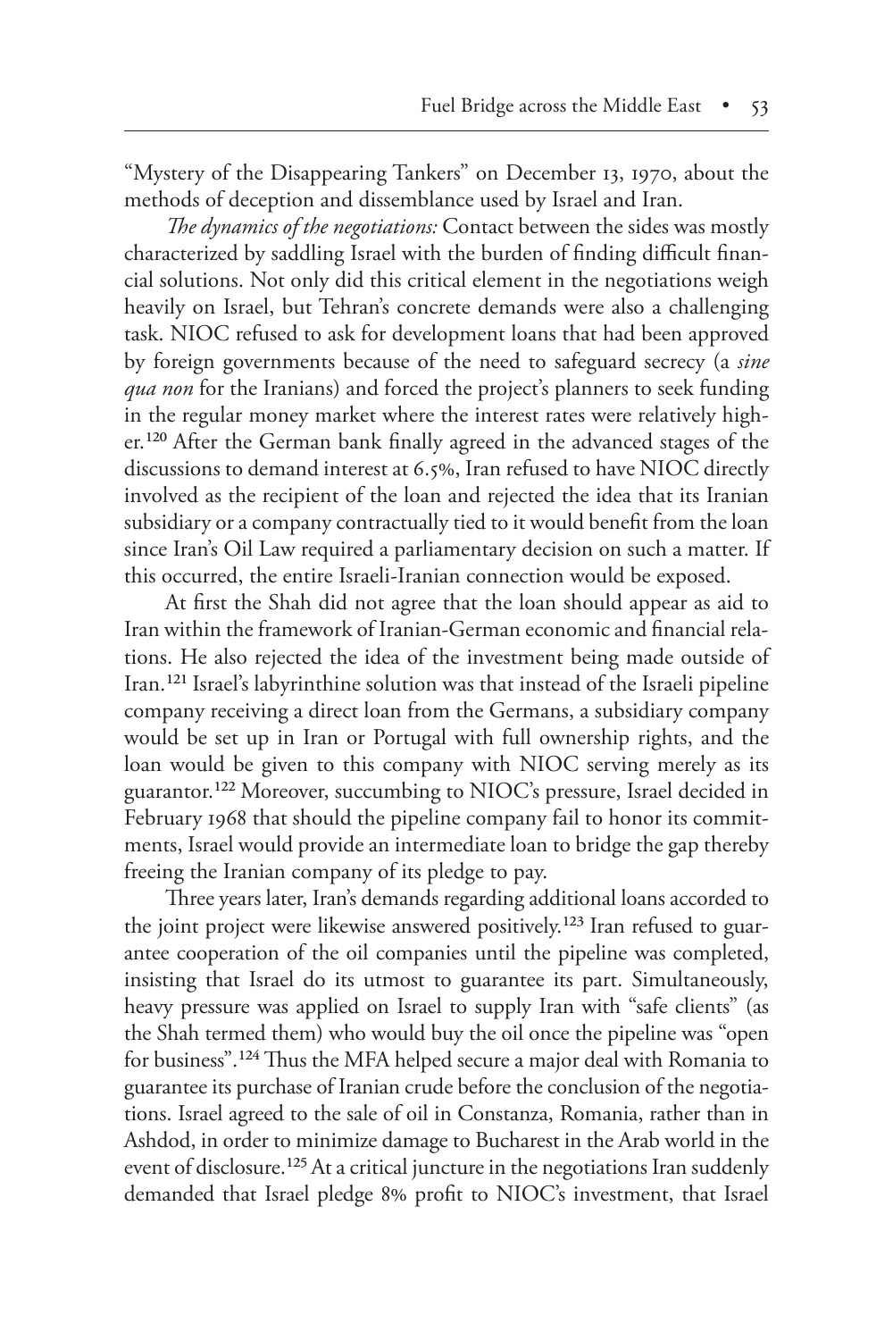"Mystery of the Disappearing Tankers" on December 13, 1970, about the methods of deception and dissemblance used by Israel and Iran.

*The dynamics of the negotiations:* Contact between the sides was mostly characterized by saddling Israel with the burden of finding difficult financial solutions. Not only did this critical element in the negotiations weigh heavily on Israel, but Tehran's concrete demands were also a challenging task. NIOC refused to ask for development loans that had been approved by foreign governments because of the need to safeguard secrecy (a *sine qua non* for the Iranians) and forced the project's planners to seek funding in the regular money market where the interest rates were relatively higher.[120] After the German bank finally agreed in the advanced stages of the discussions to demand interest at 6.5%, Iran refused to have NIOC directly involved as the recipient of the loan and rejected the idea that its Iranian subsidiary or a company contractually tied to it would benefit from the loan since Iran's Oil Law required a parliamentary decision on such a matter. If this occurred, the entire Israeli-Iranian connection would be exposed.

At first the Shah did not agree that the loan should appear as aid to Iran within the framework of Iranian-German economic and financial relations. He also rejected the idea of the investment being made outside of Iran.[121] Israel's labyrinthine solution was that instead of the Israeli pipeline company receiving a direct loan from the Germans, a subsidiary company would be set up in Iran or Portugal with full ownership rights, and the loan would be given to this company with NIOC serving merely as its guarantor.[122] Moreover, succumbing to NIOC's pressure, Israel decided in February 1968 that should the pipeline company fail to honor its commitments, Israel would provide an intermediate loan to bridge the gap thereby freeing the Iranian company of its pledge to pay.

Three years later, Iran's demands regarding additional loans accorded to the joint project were likewise answered positively.[123] Iran refused to guarantee cooperation of the oil companies until the pipeline was completed, insisting that Israel do its utmost to guarantee its part. Simultaneously, heavy pressure was applied on Israel to supply Iran with "safe clients" (as the Shah termed them) who would buy the oil once the pipeline was "open for business".[124] Thus the MFA helped secure a major deal with Romania to guarantee its purchase of Iranian crude before the conclusion of the negotiations. Israel agreed to the sale of oil in Constanza, Romania, rather than in Ashdod, in order to minimize damage to Bucharest in the Arab world in the event of disclosure.[125] At a critical juncture in the negotiations Iran suddenly demanded that Israel pledge 8% profit to NIOC's investment, that Israel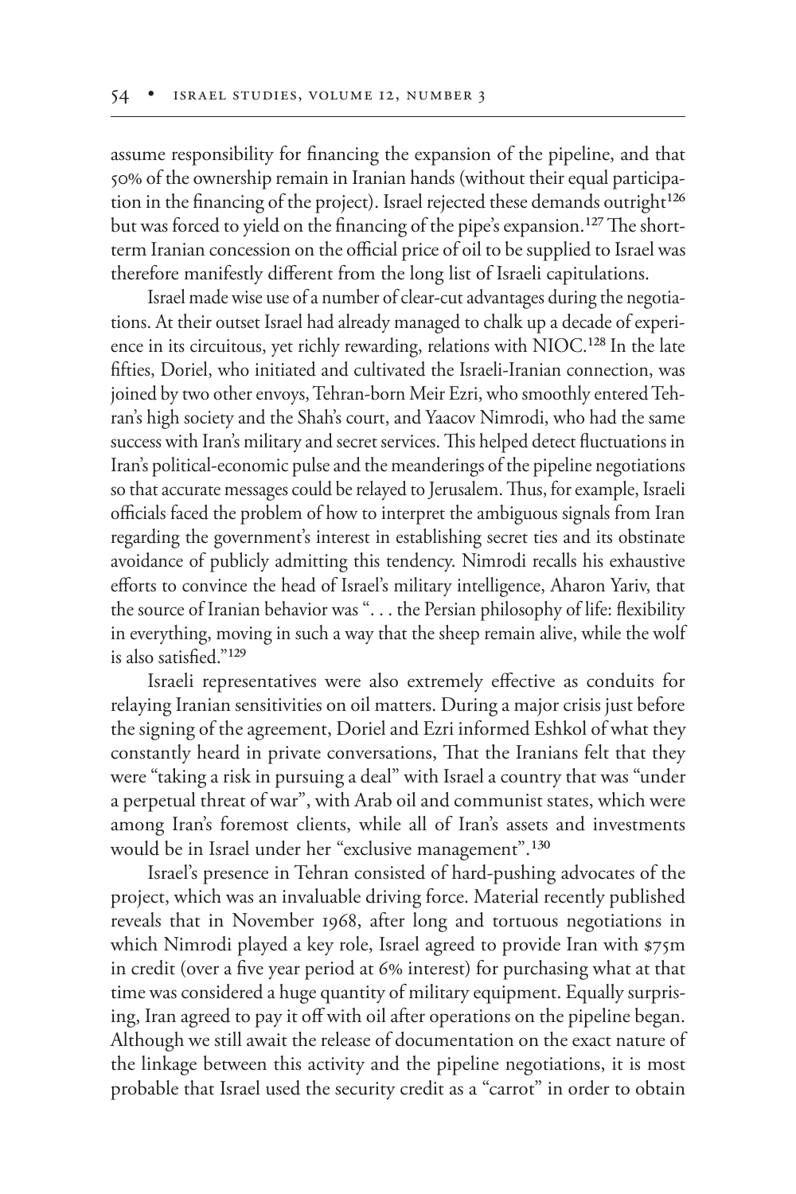assume responsibility for financing the expansion of the pipeline, and that 50% of the ownership remain in Iranian hands (without their equal participation in the financing of the project). Israel rejected these demands outright[126] but was forced to yield on the financing of the pipe's expansion.[127] The short-term Iranian concession on the official price of oil to be supplied to Israel was therefore manifestly different from the long list of Israeli capitulations.

Israel made wise use of a number of clear-cut advantages during the negotiations. At their outset Israel had already managed to chalk up a decade of experience in its circuitous, yet richly rewarding, relations with NIOC.[128] In the late fifties, Doriel, who initiated and cultivated the Israeli-Iranian connection, was joined by two other envoys, Tehran-born Meir Ezri, who smoothly entered Tehran's high society and the Shah's court, and Yaacov Nimrodi, who had the same success with Iran's military and secret services. This helped detect fluctuations in Iran's political-economic pulse and the meanderings of the pipeline negotiations so that accurate messages could be relayed to Jerusalem. Thus, for example, Israeli officials faced the problem of how to interpret the ambiguous signals from Iran regarding the government's interest in establishing secret ties and its obstinate avoidance of publicly admitting this tendency. Nimrodi recalls his exhaustive efforts to convince the head of Israel's military intelligence, Aharon Yariv, that the source of Iranian behavior was ". . . the Persian philosophy of life: flexibility in everything, moving in such a way that the sheep remain alive, while the wolf is also satisfied."[129]

Israeli representatives were also extremely effective as conduits for relaying Iranian sensitivities on oil matters. During a major crisis just before the signing of the agreement, Doriel and Ezri informed Eshkol of what they constantly heard in private conversations, That the Iranians felt that they were "taking a risk in pursuing a deal" with Israel a country that was "under a perpetual threat of war", with Arab oil and communist states, which were among Iran's foremost clients, while all of Iran's assets and investments would be in Israel under her "exclusive management".[130]

Israel's presence in Tehran consisted of hard-pushing advocates of the project, which was an invaluable driving force. Material recently published reveals that in November 1968, after long and tortuous negotiations in which Nimrodi played a key role, Israel agreed to provide Iran with $75m in credit (over a five year period at 6% interest) for purchasing what at that time was considered a huge quantity of military equipment. Equally surprising, Iran agreed to pay it off with oil after operations on the pipeline began. Although we still await the release of documentation on the exact nature of the linkage between this activity and the pipeline negotiations, it is most probable that Israel used the security credit as a "carrot" in order to obtain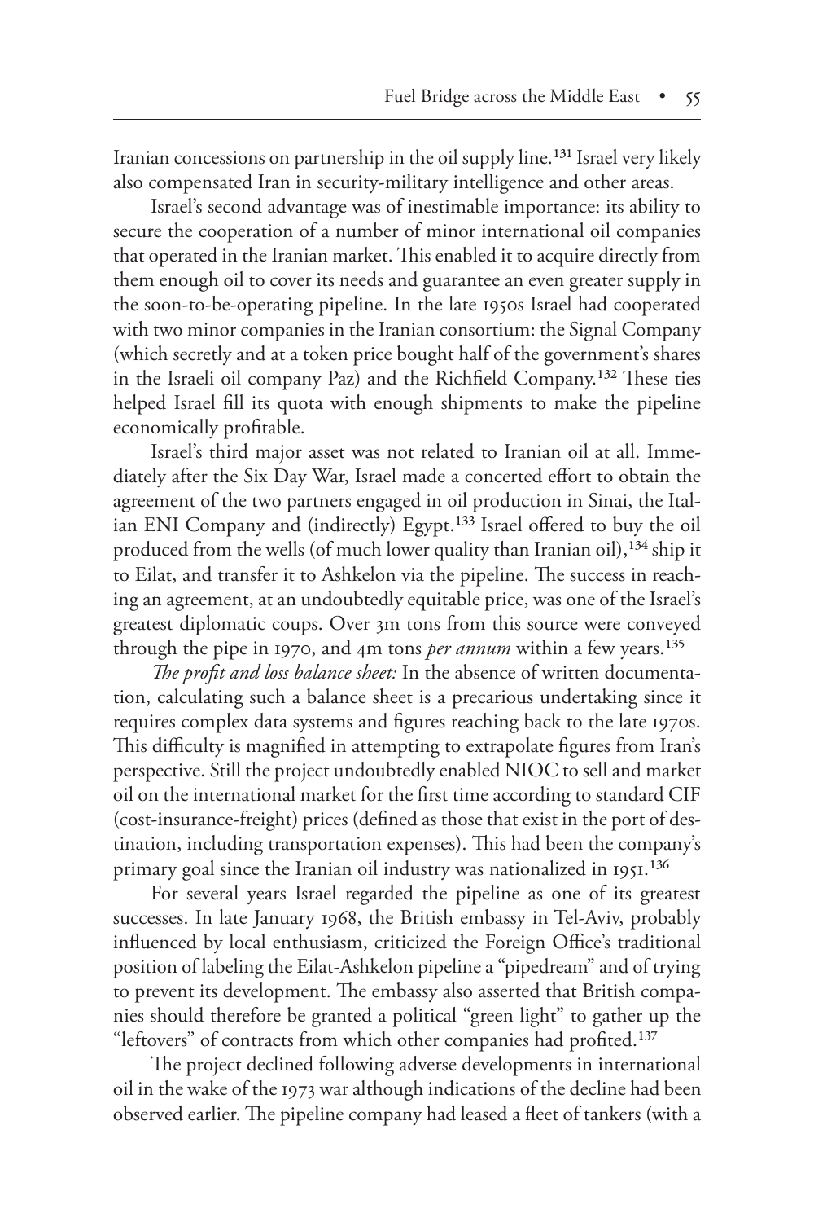Iranian concessions on partnership in the oil supply line.[131] Israel very likely also compensated Iran in security-military intelligence and other areas.

Israel's second advantage was of inestimable importance: its ability to secure the cooperation of a number of minor international oil companies that operated in the Iranian market. This enabled it to acquire directly from them enough oil to cover its needs and guarantee an even greater supply in the soon-to-be-operating pipeline. In the late 1950s Israel had cooperated with two minor companies in the Iranian consortium: the Signal Company (which secretly and at a token price bought half of the government's shares in the Israeli oil company Paz) and the Richfield Company.[132] These ties helped Israel fill its quota with enough shipments to make the pipeline economically profitable.

Israel's third major asset was not related to Iranian oil at all. Immediately after the Six Day War, Israel made a concerted effort to obtain the agreement of the two partners engaged in oil production in Sinai, the Italian ENI Company and (indirectly) Egypt.[133] Israel offered to buy the oil produced from the wells (of much lower quality than Iranian oil),[134] ship it to Eilat, and transfer it to Ashkelon via the pipeline. The success in reaching an agreement, at an undoubtedly equitable price, was one of the Israel's greatest diplomatic coups. Over 3m tons from this source were conveyed through the pipe in 1970, and 4m tons *per annum* within a few years.[135]

*The profit and loss balance sheet:* In the absence of written documentation, calculating such a balance sheet is a precarious undertaking since it requires complex data systems and figures reaching back to the late 1970s. This difficulty is magnified in attempting to extrapolate figures from Iran's perspective. Still the project undoubtedly enabled NIOC to sell and market oil on the international market for the first time according to standard CIF (cost-insurance-freight) prices (defined as those that exist in the port of destination, including transportation expenses). This had been the company's primary goal since the Iranian oil industry was nationalized in 1951.[136]

For several years Israel regarded the pipeline as one of its greatest successes. In late January 1968, the British embassy in Tel-Aviv, probably influenced by local enthusiasm, criticized the Foreign Office's traditional position of labeling the Eilat-Ashkelon pipeline a "pipedream" and of trying to prevent its development. The embassy also asserted that British companies should therefore be granted a political "green light" to gather up the "leftovers" of contracts from which other companies had profited.[137]

The project declined following adverse developments in international oil in the wake of the 1973 war although indications of the decline had been observed earlier. The pipeline company had leased a fleet of tankers (with a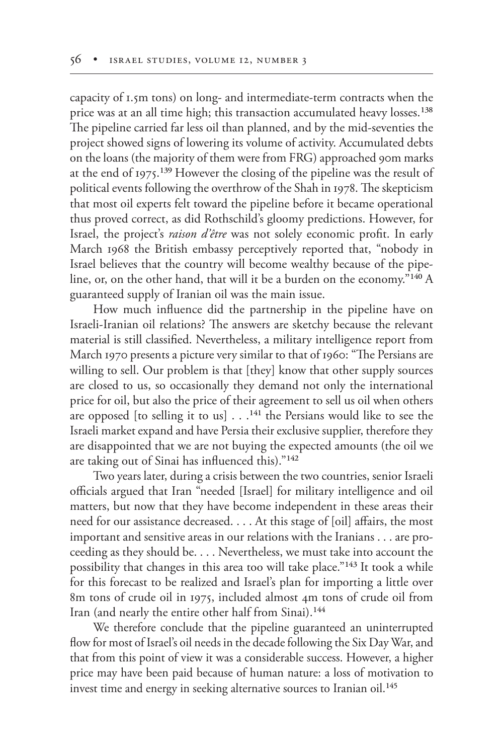capacity of 1.5m tons) on long- and intermediate-term contracts when the price was at an all time high; this transaction accumulated heavy losses.[138] The pipeline carried far less oil than planned, and by the mid-seventies the project showed signs of lowering its volume of activity. Accumulated debts on the loans (the majority of them were from FRG) approached 90m marks at the end of 1975.[139] However the closing of the pipeline was the result of political events following the overthrow of the Shah in 1978. The skepticism that most oil experts felt toward the pipeline before it became operational thus proved correct, as did Rothschild's gloomy predictions. However, for Israel, the project's *raison d'être* was not solely economic profit. In early March 1968 the British embassy perceptively reported that, "nobody in Israel believes that the country will become wealthy because of the pipeline, or, on the other hand, that will it be a burden on the economy."[140] A guaranteed supply of Iranian oil was the main issue.

How much influence did the partnership in the pipeline have on Israeli-Iranian oil relations? The answers are sketchy because the relevant material is still classified. Nevertheless, a military intelligence report from March 1970 presents a picture very similar to that of 1960: "The Persians are willing to sell. Our problem is that [they] know that other supply sources are closed to us, so occasionally they demand not only the international price for oil, but also the price of their agreement to sell us oil when others are opposed [to selling it to us] . . .[141] the Persians would like to see the Israeli market expand and have Persia their exclusive supplier, therefore they are disappointed that we are not buying the expected amounts (the oil we are taking out of Sinai has influenced this)."[142]

Two years later, during a crisis between the two countries, senior Israeli officials argued that Iran "needed [Israel] for military intelligence and oil matters, but now that they have become independent in these areas their need for our assistance decreased. . . . At this stage of [oil] affairs, the most important and sensitive areas in our relations with the Iranians . . . are proceeding as they should be. . . . Nevertheless, we must take into account the possibility that changes in this area too will take place."[143] It took a while for this forecast to be realized and Israel's plan for importing a little over 8m tons of crude oil in 1975, included almost 4m tons of crude oil from Iran (and nearly the entire other half from Sinai).[144]

We therefore conclude that the pipeline guaranteed an uninterrupted flow for most of Israel's oil needs in the decade following the Six Day War, and that from this point of view it was a considerable success. However, a higher price may have been paid because of human nature: a loss of motivation to invest time and energy in seeking alternative sources to Iranian oil.[145]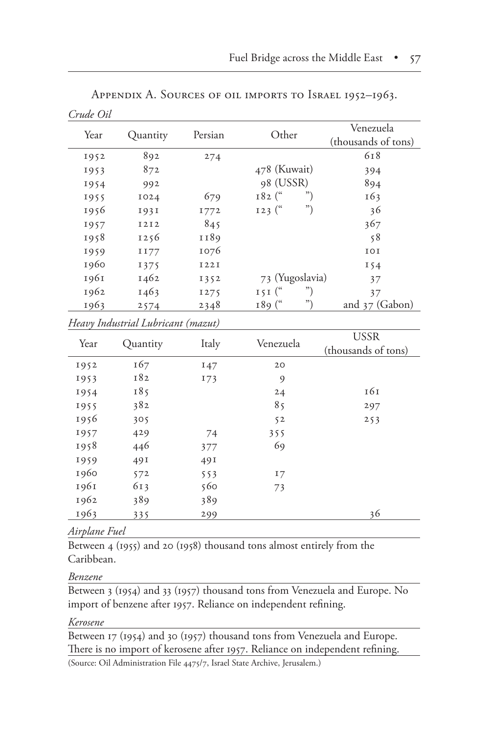## Appendix A. Sources of oil imports to Israel 1952–1963.

*Crude Oil*

| Year | Quantity | Persian | Other | Venezuela (thousands of tons) |
|---|---|---|---|---|
| 1952 | 892 | 274 | | 618 |
| 1953 | 872 | | 478 (Kuwait) | 394 |
| 1954 | 992 | | 98 (USSR) | 894 |
| 1955 | 1024 | 679 | 182 (" ") | 163 |
| 1956 | 1931 | 1772 | 123 (" ") | 36 |
| 1957 | 1212 | 845 | | 367 |
| 1958 | 1256 | 1189 | | 58 |
| 1959 | 1177 | 1076 | | 101 |
| 1960 | 1375 | 1221 | | 154 |
| 1961 | 1462 | 1352 | 73 (Yugoslavia) | 37 |
| 1962 | 1463 | 1275 | 151 (" ") | 37 |
| 1963 | 2574 | 2348 | 189 (" ") | and 37 (Gabon) |

*Heavy Industrial Lubricant (mazut)*

| Year | Quantity | Italy | Venezuela | USSR (thousands of tons) |
|---|---|---|---|---|
| 1952 | 167 | 147 | 20 | |
| 1953 | 182 | 173 | 9 | |
| 1954 | 185 | | 24 | 161 |
| 1955 | 382 | | 85 | 297 |
| 1956 | 305 | | 52 | 253 |
| 1957 | 429 | 74 | 355 | |
| 1958 | 446 | 377 | 69 | |
| 1959 | 491 | 491 | | |
| 1960 | 572 | 553 | 17 | |
| 1961 | 613 | 560 | 73 | |
| 1962 | 389 | 389 | | |
| 1963 | 335 | 299 | | 36 |

*Airplane Fuel*

Between 4 (1955) and 20 (1958) thousand tons almost entirely from the Caribbean.

*Benzene*

Between 3 (1954) and 33 (1957) thousand tons from Venezuela and Europe. No import of benzene after 1957. Reliance on independent refining.

*Kerosene*

Between 17 (1954) and 30 (1957) thousand tons from Venezuela and Europe. There is no import of kerosene after 1957. Reliance on independent refining.

(Source: Oil Administration File 4475/7, Israel State Archive, Jerusalem.)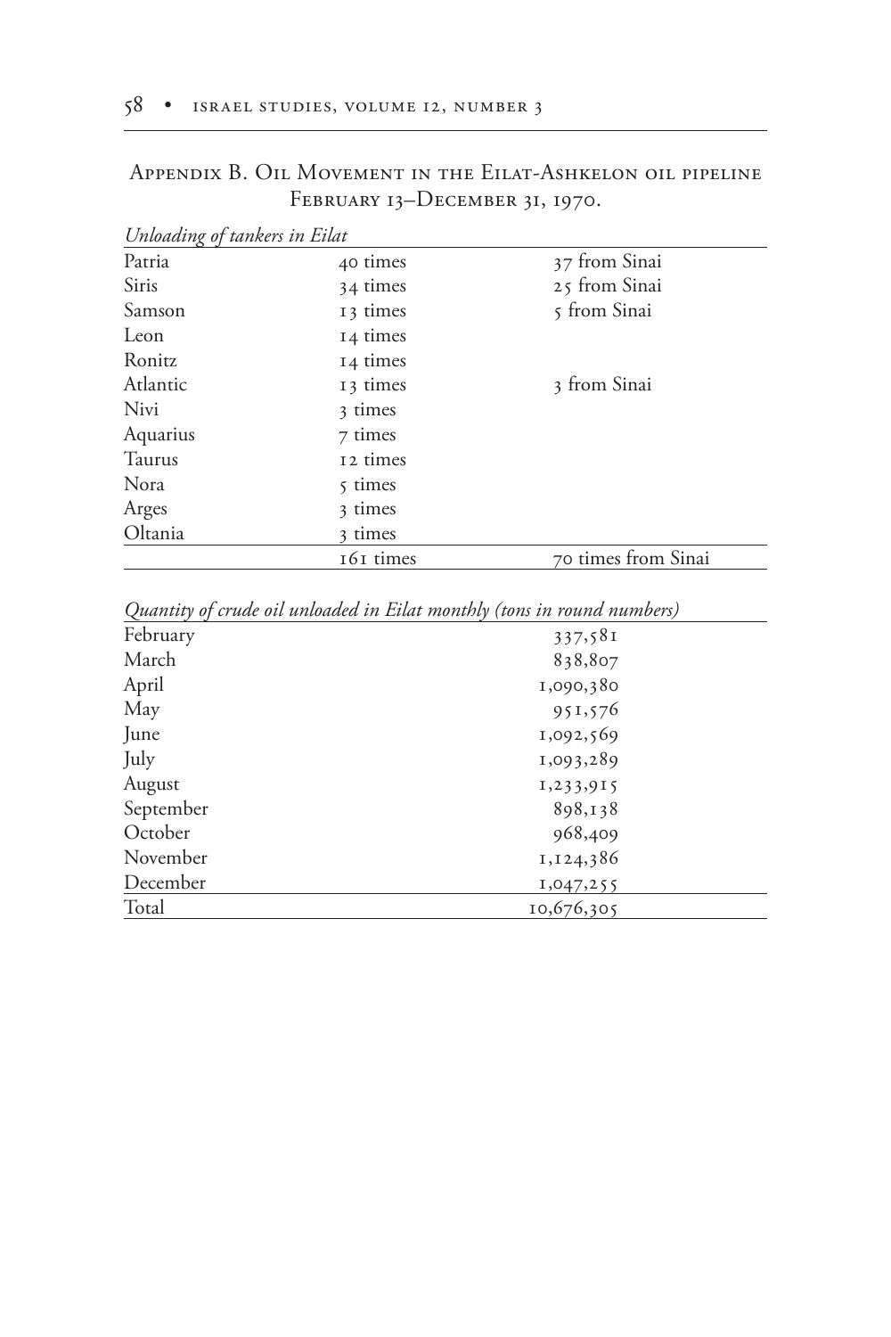## Appendix B. Oil Movement in the Eilat-Ashkelon oil pipeline February 13–December 31, 1970.

*Unloading of tankers in Eilat*

| | | |
|---|---|---|
| Patria | 40 times | 37 from Sinai |
| Siris | 34 times | 25 from Sinai |
| Samson | 13 times | 5 from Sinai |
| Leon | 14 times | |
| Ronitz | 14 times | |
| Atlantic | 13 times | 3 from Sinai |
| Nivi | 3 times | |
| Aquarius | 7 times | |
| Taurus | 12 times | |
| Nora | 5 times | |
| Arges | 3 times | |
| Oltania | 3 times | |
| | 161 times | 70 times from Sinai |

*Quantity of crude oil unloaded in Eilat monthly (tons in round numbers)*

| | |
|---|---|
| February | 337,581 |
| March | 838,807 |
| April | 1,090,380 |
| May | 951,576 |
| June | 1,092,569 |
| July | 1,093,289 |
| August | 1,233,915 |
| September | 898,138 |
| October | 968,409 |
| November | 1,124,386 |
| December | 1,047,255 |
| Total | 10,676,305 |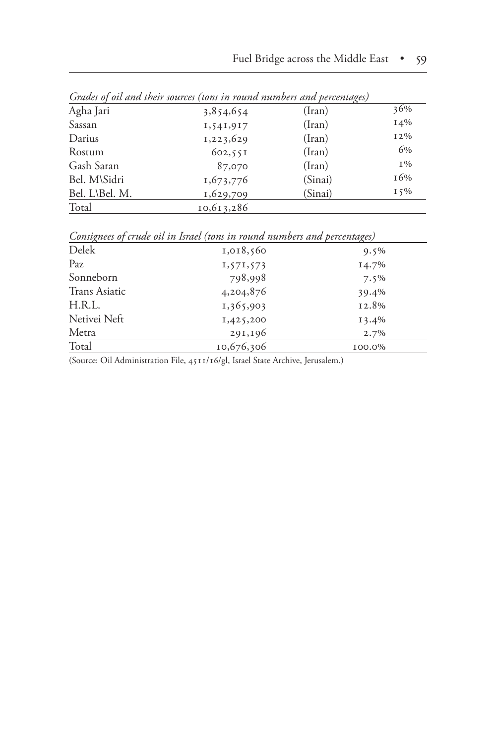*Grades of oil and their sources (tons in round numbers and percentages)*

| | | | |
|---|---|---|---|
| Agha Jari | 3,854,654 | (Iran) | 36% |
| Sassan | 1,541,917 | (Iran) | 14% |
| Darius | 1,223,629 | (Iran) | 12% |
| Rostum | 602,551 | (Iran) | 6% |
| Gash Saran | 87,070 | (Iran) | 1% |
| Bel. M\Sidri | 1,673,776 | (Sinai) | 16% |
| Bel. L\Bel. M. | 1,629,709 | (Sinai) | 15% |
| Total | 10,613,286 | | |

*Consignees of crude oil in Israel (tons in round numbers and percentages)*

| | | |
|---|---|---|
| Delek | 1,018,560 | 9.5% |
| Paz | 1,571,573 | 14.7% |
| Sonneborn | 798,998 | 7.5% |
| Trans Asiatic | 4,204,876 | 39.4% |
| H.R.L. | 1,365,903 | 12.8% |
| Netivei Neft | 1,425,200 | 13.4% |
| Metra | 291,196 | 2.7% |
| Total | 10,676,306 | 100.0% |

(Source: Oil Administration File, 4511/16/gl, Israel State Archive, Jerusalem.)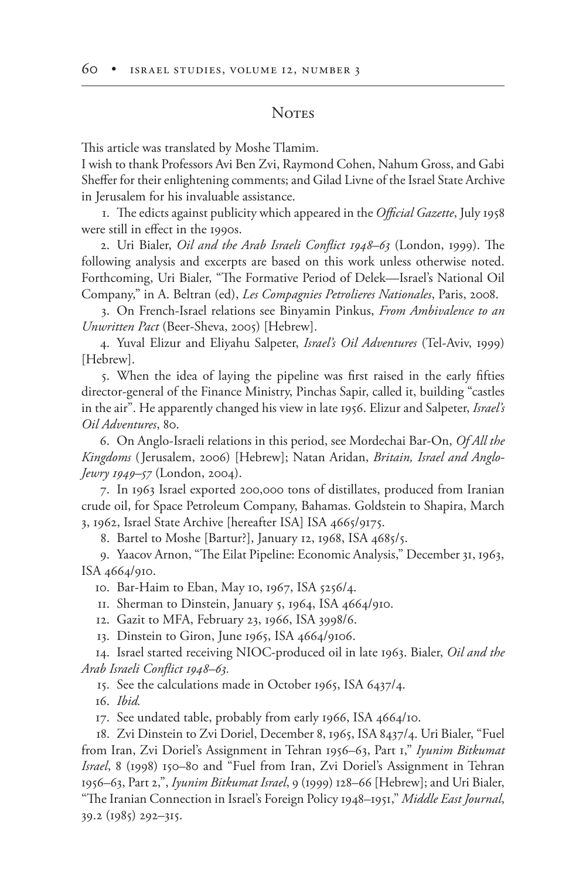## Notes

This article was translated by Moshe Tlamim.

I wish to thank Professors Avi Ben Zvi, Raymond Cohen, Nahum Gross, and Gabi Sheffer for their enlightening comments; and Gilad Livne of the Israel State Archive in Jerusalem for his invaluable assistance.

1. The edicts against publicity which appeared in the *Official Gazette*, July 1958 were still in effect in the 1990s.

2. Uri Bialer, *Oil and the Arab Israeli Conflict 1948–63* (London, 1999). The following analysis and excerpts are based on this work unless otherwise noted. Forthcoming, Uri Bialer, "The Formative Period of Delek—Israel's National Oil Company," in A. Beltran (ed), *Les Compagnies Petrolieres Nationales*, Paris, 2008.

3. On French-Israel relations see Binyamin Pinkus, *From Ambivalence to an Unwritten Pact* (Beer-Sheva, 2005) [Hebrew].

4. Yuval Elizur and Eliyahu Salpeter, *Israel's Oil Adventures* (Tel-Aviv, 1999) [Hebrew].

5. When the idea of laying the pipeline was first raised in the early fifties director-general of the Finance Ministry, Pinchas Sapir, called it, building "castles in the air". He apparently changed his view in late 1956. Elizur and Salpeter, *Israel's Oil Adventures*, 80.

6. On Anglo-Israeli relations in this period, see Mordechai Bar-On, *Of All the Kingdoms* (Jerusalem, 2006) [Hebrew]; Natan Aridan, *Britain, Israel and Anglo-Jewry 1949–57* (London, 2004).

7. In 1963 Israel exported 200,000 tons of distillates, produced from Iranian crude oil, for Space Petroleum Company, Bahamas. Goldstein to Shapira, March 3, 1962, Israel State Archive [hereafter ISA] ISA 4665/9175.

8. Bartel to Moshe [Bartur?], January 12, 1968, ISA 4685/5.

9. Yaacov Arnon, "The Eilat Pipeline: Economic Analysis," December 31, 1963, ISA 4664/910.

10. Bar-Haim to Eban, May 10, 1967, ISA 5256/4.

11. Sherman to Dinstein, January 5, 1964, ISA 4664/910.

12. Gazit to MFA, February 23, 1966, ISA 3998/6.

13. Dinstein to Giron, June 1965, ISA 4664/9106.

14. Israel started receiving NIOC-produced oil in late 1963. Bialer, *Oil and the Arab Israeli Conflict 1948–63.*

15. See the calculations made in October 1965, ISA 6437/4.

16. *Ibid.*

17. See undated table, probably from early 1966, ISA 4664/10.

18. Zvi Dinstein to Zvi Doriel, December 8, 1965, ISA 8437/4. Uri Bialer, "Fuel from Iran, Zvi Doriel's Assignment in Tehran 1956–63, Part 1," *Iyunim Bitkumat Israel*, 8 (1998) 150–80 and "Fuel from Iran, Zvi Doriel's Assignment in Tehran 1956–63, Part 2,", *Iyunim Bitkumat Israel*, 9 (1999) 128–66 [Hebrew]; and Uri Bialer, "The Iranian Connection in Israel's Foreign Policy 1948–1951," *Middle East Journal*, 39.2 (1985) 292–315.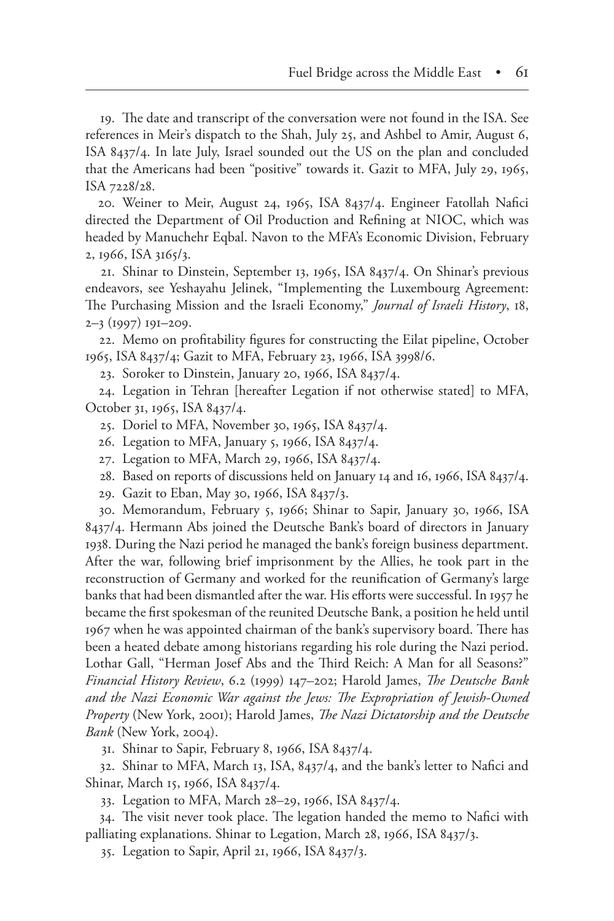19. The date and transcript of the conversation were not found in the ISA. See references in Meir's dispatch to the Shah, July 25, and Ashbel to Amir, August 6, ISA 8437/4. In late July, Israel sounded out the US on the plan and concluded that the Americans had been "positive" towards it. Gazit to MFA, July 29, 1965, ISA 7228/28.

20. Weiner to Meir, August 24, 1965, ISA 8437/4. Engineer Fatollah Nafici directed the Department of Oil Production and Refining at NIOC, which was headed by Manuchehr Eqbal. Navon to the MFA's Economic Division, February 2, 1966, ISA 3165/3.

21. Shinar to Dinstein, September 13, 1965, ISA 8437/4. On Shinar's previous endeavors, see Yeshayahu Jelinek, "Implementing the Luxembourg Agreement: The Purchasing Mission and the Israeli Economy," *Journal of Israeli History*, 18, 2–3 (1997) 191–209.

22. Memo on profitability figures for constructing the Eilat pipeline, October 1965, ISA 8437/4; Gazit to MFA, February 23, 1966, ISA 3998/6.

23. Soroker to Dinstein, January 20, 1966, ISA 8437/4.

24. Legation in Tehran [hereafter Legation if not otherwise stated] to MFA, October 31, 1965, ISA 8437/4.

25. Doriel to MFA, November 30, 1965, ISA 8437/4.

26. Legation to MFA, January 5, 1966, ISA 8437/4.

27. Legation to MFA, March 29, 1966, ISA 8437/4.

28. Based on reports of discussions held on January 14 and 16, 1966, ISA 8437/4.

29. Gazit to Eban, May 30, 1966, ISA 8437/3.

30. Memorandum, February 5, 1966; Shinar to Sapir, January 30, 1966, ISA 8437/4. Hermann Abs joined the Deutsche Bank's board of directors in January 1938. During the Nazi period he managed the bank's foreign business department. After the war, following brief imprisonment by the Allies, he took part in the reconstruction of Germany and worked for the reunification of Germany's large banks that had been dismantled after the war. His efforts were successful. In 1957 he became the first spokesman of the reunited Deutsche Bank, a position he held until 1967 when he was appointed chairman of the bank's supervisory board. There has been a heated debate among historians regarding his role during the Nazi period. Lothar Gall, "Herman Josef Abs and the Third Reich: A Man for all Seasons?" *Financial History Review*, 6.2 (1999) 147–202; Harold James, *The Deutsche Bank and the Nazi Economic War against the Jews: The Expropriation of Jewish-Owned Property* (New York, 2001); Harold James, *The Nazi Dictatorship and the Deutsche Bank* (New York, 2004).

31. Shinar to Sapir, February 8, 1966, ISA 8437/4.

32. Shinar to MFA, March 13, ISA, 8437/4, and the bank's letter to Nafici and Shinar, March 15, 1966, ISA 8437/4.

33. Legation to MFA, March 28–29, 1966, ISA 8437/4.

34. The visit never took place. The legation handed the memo to Nafici with palliating explanations. Shinar to Legation, March 28, 1966, ISA 8437/3.

35. Legation to Sapir, April 21, 1966, ISA 8437/3.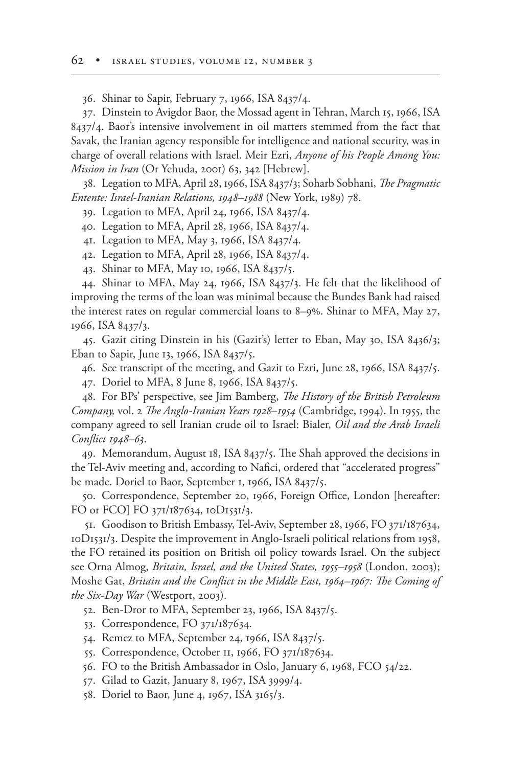36. Shinar to Sapir, February 7, 1966, ISA 8437/4.

37. Dinstein to Avigdor Baor, the Mossad agent in Tehran, March 15, 1966, ISA 8437/4. Baor's intensive involvement in oil matters stemmed from the fact that Savak, the Iranian agency responsible for intelligence and national security, was in charge of overall relations with Israel. Meir Ezri, *Anyone of his People Among You: Mission in Iran* (Or Yehuda, 2001) 63, 342 [Hebrew].

38. Legation to MFA, April 28, 1966, ISA 8437/3; Soharb Sobhani, *The Pragmatic Entente: Israel-Iranian Relations, 1948–1988* (New York, 1989) 78.

39. Legation to MFA, April 24, 1966, ISA 8437/4.

40. Legation to MFA, April 28, 1966, ISA 8437/4.

41. Legation to MFA, May 3, 1966, ISA 8437/4.

42. Legation to MFA, April 28, 1966, ISA 8437/4.

43. Shinar to MFA, May 10, 1966, ISA 8437/5.

44. Shinar to MFA, May 24, 1966, ISA 8437/3. He felt that the likelihood of improving the terms of the loan was minimal because the Bundes Bank had raised the interest rates on regular commercial loans to 8–9%. Shinar to MFA, May 27, 1966, ISA 8437/3.

45. Gazit citing Dinstein in his (Gazit's) letter to Eban, May 30, ISA 8436/3; Eban to Sapir, June 13, 1966, ISA 8437/5.

46. See transcript of the meeting, and Gazit to Ezri, June 28, 1966, ISA 8437/5.

47. Doriel to MFA, 8 June 8, 1966, ISA 8437/5.

48. For BPs' perspective, see Jim Bamberg, *The History of the British Petroleum Company,* vol. 2 *The Anglo-Iranian Years 1928–1954* (Cambridge, 1994). In 1955, the company agreed to sell Iranian crude oil to Israel: Bialer, *Oil and the Arab Israeli Conflict 1948–63*.

49. Memorandum, August 18, ISA 8437/5. The Shah approved the decisions in the Tel-Aviv meeting and, according to Nafici, ordered that "accelerated progress" be made. Doriel to Baor, September 1, 1966, ISA 8437/5.

50. Correspondence, September 20, 1966, Foreign Office, London [hereafter: FO or FCO] FO 371/187634, 10D1531/3.

51. Goodison to British Embassy, Tel-Aviv, September 28, 1966, FO 371/187634, 10D1531/3. Despite the improvement in Anglo-Israeli political relations from 1958, the FO retained its position on British oil policy towards Israel. On the subject see Orna Almog, *Britain, Israel, and the United States, 1955–1958* (London, 2003); Moshe Gat, *Britain and the Conflict in the Middle East, 1964–1967: The Coming of the Six-Day War* (Westport, 2003).

52. Ben-Dror to MFA, September 23, 1966, ISA 8437/5.

53. Correspondence, FO 371/187634.

54. Remez to MFA, September 24, 1966, ISA 8437/5.

55. Correspondence, October 11, 1966, FO 371/187634.

56. FO to the British Ambassador in Oslo, January 6, 1968, FCO 54/22.

57. Gilad to Gazit, January 8, 1967, ISA 3999/4.

58. Doriel to Baor, June 4, 1967, ISA 3165/3.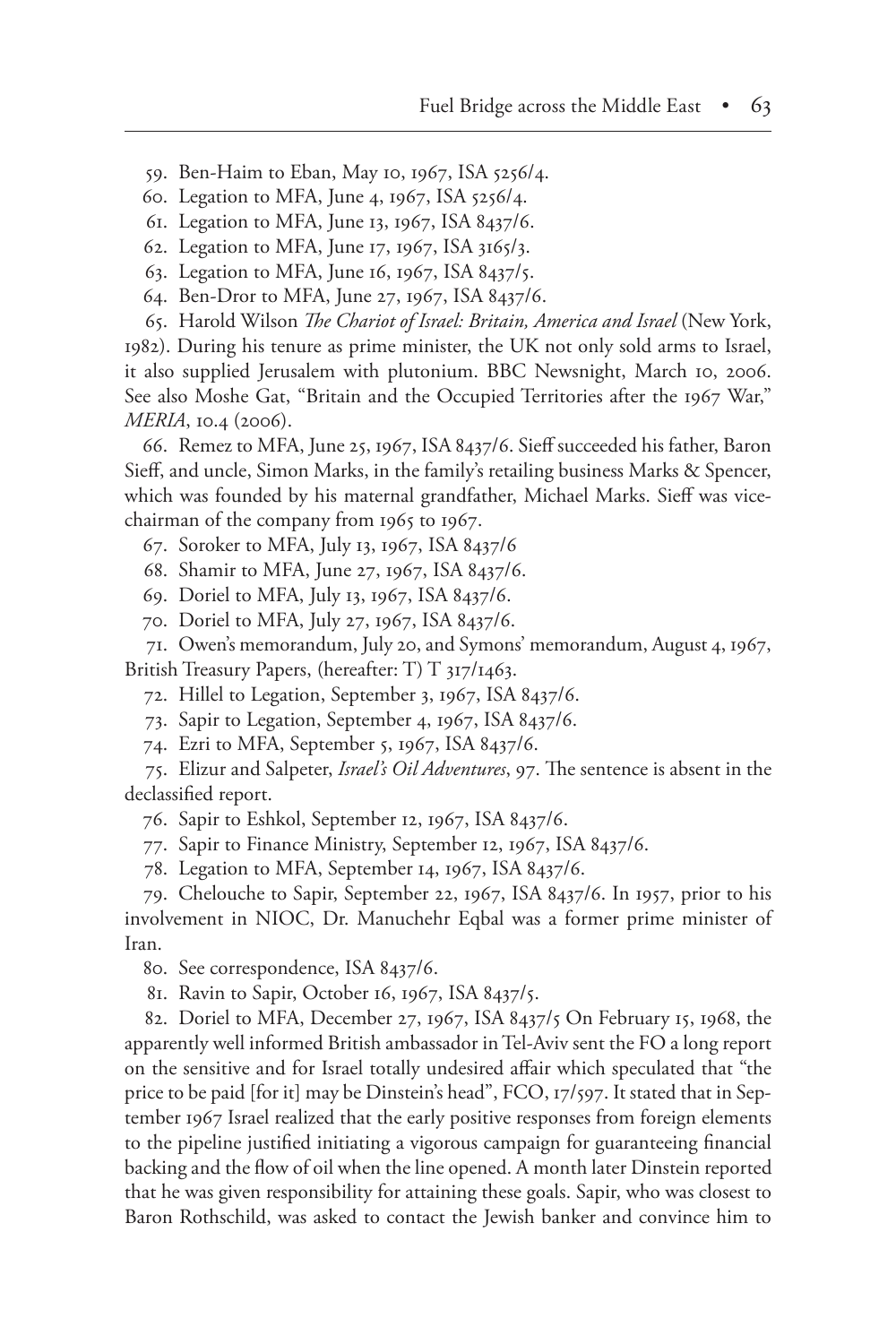59. Ben-Haim to Eban, May 10, 1967, ISA 5256/4.

60. Legation to MFA, June 4, 1967, ISA 5256/4.

61. Legation to MFA, June 13, 1967, ISA 8437/6.

62. Legation to MFA, June 17, 1967, ISA 3165/3.

63. Legation to MFA, June 16, 1967, ISA 8437/5.

64. Ben-Dror to MFA, June 27, 1967, ISA 8437/6.

65. Harold Wilson *The Chariot of Israel: Britain, America and Israel* (New York, 1982). During his tenure as prime minister, the UK not only sold arms to Israel, it also supplied Jerusalem with plutonium. BBC Newsnight, March 10, 2006. See also Moshe Gat, "Britain and the Occupied Territories after the 1967 War," *MERIA*, 10.4 (2006).

66. Remez to MFA, June 25, 1967, ISA 8437/6. Sieff succeeded his father, Baron Sieff, and uncle, Simon Marks, in the family's retailing business Marks & Spencer, which was founded by his maternal grandfather, Michael Marks. Sieff was vice-chairman of the company from 1965 to 1967.

67. Soroker to MFA, July 13, 1967, ISA 8437/6

68. Shamir to MFA, June 27, 1967, ISA 8437/6.

69. Doriel to MFA, July 13, 1967, ISA 8437/6.

70. Doriel to MFA, July 27, 1967, ISA 8437/6.

71. Owen's memorandum, July 20, and Symons' memorandum, August 4, 1967, British Treasury Papers, (hereafter: T) T 317/1463.

72. Hillel to Legation, September 3, 1967, ISA 8437/6.

73. Sapir to Legation, September 4, 1967, ISA 8437/6.

74. Ezri to MFA, September 5, 1967, ISA 8437/6.

75. Elizur and Salpeter, *Israel's Oil Adventures*, 97. The sentence is absent in the declassified report.

76. Sapir to Eshkol, September 12, 1967, ISA 8437/6.

77. Sapir to Finance Ministry, September 12, 1967, ISA 8437/6.

78. Legation to MFA, September 14, 1967, ISA 8437/6.

79. Chelouche to Sapir, September 22, 1967, ISA 8437/6. In 1957, prior to his involvement in NIOC, Dr. Manuchehr Eqbal was a former prime minister of Iran.

80. See correspondence, ISA 8437/6.

81. Ravin to Sapir, October 16, 1967, ISA 8437/5.

82. Doriel to MFA, December 27, 1967, ISA 8437/5 On February 15, 1968, the apparently well informed British ambassador in Tel-Aviv sent the FO a long report on the sensitive and for Israel totally undesired affair which speculated that "the price to be paid [for it] may be Dinstein's head", FCO, 17/597. It stated that in September 1967 Israel realized that the early positive responses from foreign elements to the pipeline justified initiating a vigorous campaign for guaranteeing financial backing and the flow of oil when the line opened. A month later Dinstein reported that he was given responsibility for attaining these goals. Sapir, who was closest to Baron Rothschild, was asked to contact the Jewish banker and convince him to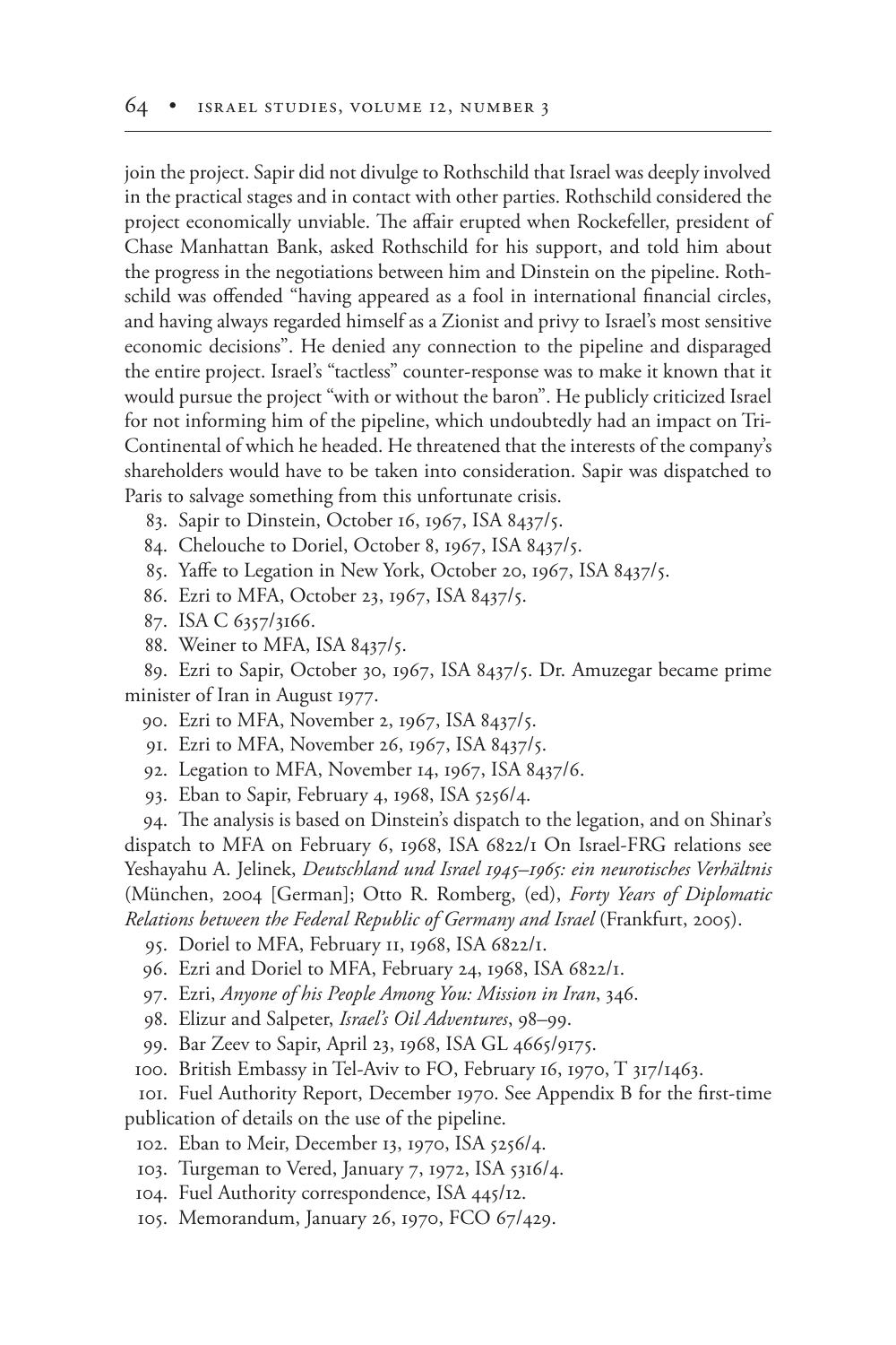join the project. Sapir did not divulge to Rothschild that Israel was deeply involved in the practical stages and in contact with other parties. Rothschild considered the project economically unviable. The affair erupted when Rockefeller, president of Chase Manhattan Bank, asked Rothschild for his support, and told him about the progress in the negotiations between him and Dinstein on the pipeline. Rothschild was offended "having appeared as a fool in international financial circles, and having always regarded himself as a Zionist and privy to Israel's most sensitive economic decisions". He denied any connection to the pipeline and disparaged the entire project. Israel's "tactless" counter-response was to make it known that it would pursue the project "with or without the baron". He publicly criticized Israel for not informing him of the pipeline, which undoubtedly had an impact on Tri-Continental of which he headed. He threatened that the interests of the company's shareholders would have to be taken into consideration. Sapir was dispatched to Paris to salvage something from this unfortunate crisis.

83. Sapir to Dinstein, October 16, 1967, ISA 8437/5.

84. Chelouche to Doriel, October 8, 1967, ISA 8437/5.

85. Yaffe to Legation in New York, October 20, 1967, ISA 8437/5.

86. Ezri to MFA, October 23, 1967, ISA 8437/5.

87. ISA C 6357/3166.

88. Weiner to MFA, ISA 8437/5.

89. Ezri to Sapir, October 30, 1967, ISA 8437/5. Dr. Amuzegar became prime minister of Iran in August 1977.

90. Ezri to MFA, November 2, 1967, ISA 8437/5.

91. Ezri to MFA, November 26, 1967, ISA 8437/5.

92. Legation to MFA, November 14, 1967, ISA 8437/6.

93. Eban to Sapir, February 4, 1968, ISA 5256/4.

94. The analysis is based on Dinstein's dispatch to the legation, and on Shinar's dispatch to MFA on February 6, 1968, ISA 6822/1 On Israel-FRG relations see Yeshayahu A. Jelinek, *Deutschland und Israel 1945–1965: ein neurotisches Verhältnis* (München, 2004 [German]; Otto R. Romberg, (ed), *Forty Years of Diplomatic Relations between the Federal Republic of Germany and Israel* (Frankfurt, 2005).

95. Doriel to MFA, February 11, 1968, ISA 6822/1.

96. Ezri and Doriel to MFA, February 24, 1968, ISA 6822/1.

97. Ezri, *Anyone of his People Among You: Mission in Iran*, 346.

98. Elizur and Salpeter, *Israel's Oil Adventures*, 98–99.

99. Bar Zeev to Sapir, April 23, 1968, ISA GL 4665/9175.

100. British Embassy in Tel-Aviv to FO, February 16, 1970, T 317/1463.

101. Fuel Authority Report, December 1970. See Appendix B for the first-time publication of details on the use of the pipeline.

102. Eban to Meir, December 13, 1970, ISA 5256/4.

103. Turgeman to Vered, January 7, 1972, ISA 5316/4.

104. Fuel Authority correspondence, ISA 445/12.

105. Memorandum, January 26, 1970, FCO 67/429.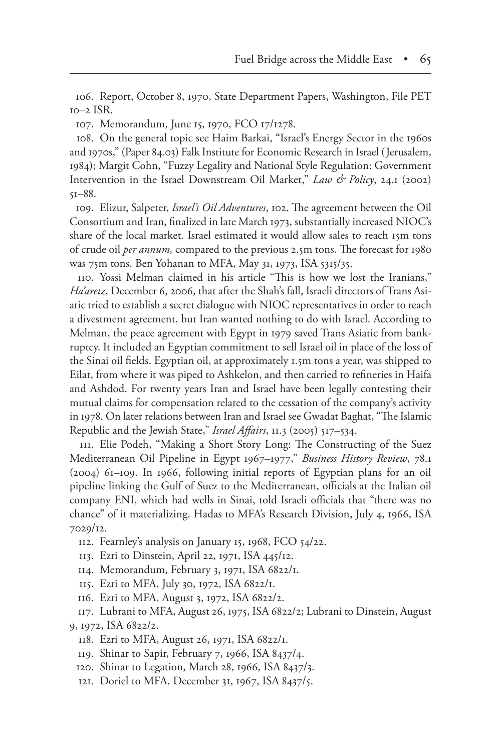106. Report, October 8, 1970, State Department Papers, Washington, File PET 10–2 ISR.

107. Memorandum, June 15, 1970, FCO 17/1278.

108. On the general topic see Haim Barkai, "Israel's Energy Sector in the 1960s and 1970s," (Paper 84.03) Falk Institute for Economic Research in Israel (Jerusalem, 1984); Margit Cohn, "Fuzzy Legality and National Style Regulation: Government Intervention in the Israel Downstream Oil Market," *Law & Policy*, 24.1 (2002) 51–88.

109. Elizur, Salpeter, *Israel's Oil Adventures*, 102. The agreement between the Oil Consortium and Iran, finalized in late March 1973, substantially increased NIOC's share of the local market. Israel estimated it would allow sales to reach 15m tons of crude oil *per annum,* compared to the previous 2.5m tons. The forecast for 1980 was 75m tons. Ben Yohanan to MFA, May 31, 1973, ISA 5315/35.

110. Yossi Melman claimed in his article "This is how we lost the Iranians," *Ha'aretz*, December 6, 2006, that after the Shah's fall, Israeli directors of Trans Asiatic tried to establish a secret dialogue with NIOC representatives in order to reach a divestment agreement, but Iran wanted nothing to do with Israel. According to Melman, the peace agreement with Egypt in 1979 saved Trans Asiatic from bankruptcy. It included an Egyptian commitment to sell Israel oil in place of the loss of the Sinai oil fields. Egyptian oil, at approximately 1.5m tons a year, was shipped to Eilat, from where it was piped to Ashkelon, and then carried to refineries in Haifa and Ashdod. For twenty years Iran and Israel have been legally contesting their mutual claims for compensation related to the cessation of the company's activity in 1978. On later relations between Iran and Israel see Gwadat Baghat, "The Islamic Republic and the Jewish State," *Israel Affairs*, 11.3 (2005) 517–534.

111. Elie Podeh, "Making a Short Story Long: The Constructing of the Suez Mediterranean Oil Pipeline in Egypt 1967–1977," *Business History Review*, 78.1 (2004) 61–109. In 1966, following initial reports of Egyptian plans for an oil pipeline linking the Gulf of Suez to the Mediterranean, officials at the Italian oil company ENI, which had wells in Sinai, told Israeli officials that "there was no chance" of it materializing. Hadas to MFA's Research Division, July 4, 1966, ISA 7029/12.

112. Fearnley's analysis on January 15, 1968, FCO 54/22.

113. Ezri to Dinstein, April 22, 1971, ISA 445/12.

114. Memorandum, February 3, 1971, ISA 6822/1.

115. Ezri to MFA, July 30, 1972, ISA 6822/1.

116. Ezri to MFA, August 3, 1972, ISA 6822/2.

117. Lubrani to MFA, August 26, 1975, ISA 6822/2; Lubrani to Dinstein, August 9, 1972, ISA 6822/2.

118. Ezri to MFA, August 26, 1971, ISA 6822/1.

119. Shinar to Sapir, February 7, 1966, ISA 8437/4.

120. Shinar to Legation, March 28, 1966, ISA 8437/3.

121. Doriel to MFA, December 31, 1967, ISA 8437/5.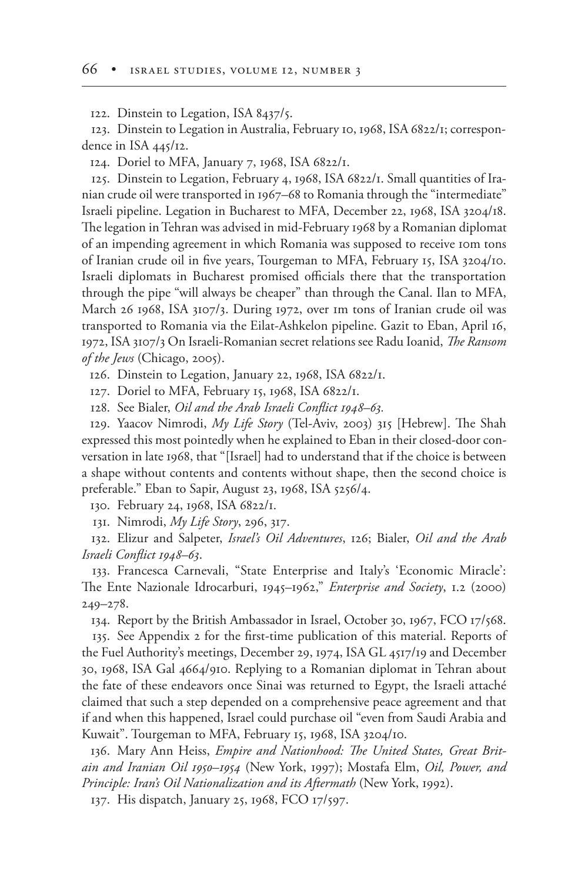122. Dinstein to Legation, ISA 8437/5.

123. Dinstein to Legation in Australia, February 10, 1968, ISA 6822/1; correspondence in ISA 445/12.

124. Doriel to MFA, January 7, 1968, ISA 6822/1.

125. Dinstein to Legation, February 4, 1968, ISA 6822/1. Small quantities of Iranian crude oil were transported in 1967–68 to Romania through the "intermediate" Israeli pipeline. Legation in Bucharest to MFA, December 22, 1968, ISA 3204/18. The legation in Tehran was advised in mid-February 1968 by a Romanian diplomat of an impending agreement in which Romania was supposed to receive 10m tons of Iranian crude oil in five years, Tourgeman to MFA, February 15, ISA 3204/10. Israeli diplomats in Bucharest promised officials there that the transportation through the pipe "will always be cheaper" than through the Canal. Ilan to MFA, March 26 1968, ISA 3107/3. During 1972, over 1m tons of Iranian crude oil was transported to Romania via the Eilat-Ashkelon pipeline. Gazit to Eban, April 16, 1972, ISA 3107/3 On Israeli-Romanian secret relations see Radu Ioanid, *The Ransom of the Jews* (Chicago, 2005).

126. Dinstein to Legation, January 22, 1968, ISA 6822/1.

127. Doriel to MFA, February 15, 1968, ISA 6822/1.

128. See Bialer, *Oil and the Arab Israeli Conflict 1948–63.*

129. Yaacov Nimrodi, *My Life Story* (Tel-Aviv, 2003) 315 [Hebrew]. The Shah expressed this most pointedly when he explained to Eban in their closed-door conversation in late 1968, that "[Israel] had to understand that if the choice is between a shape without contents and contents without shape, then the second choice is preferable." Eban to Sapir, August 23, 1968, ISA 5256/4.

130. February 24, 1968, ISA 6822/1.

131. Nimrodi, *My Life Story*, 296, 317.

132. Elizur and Salpeter, *Israel's Oil Adventures*, 126; Bialer, *Oil and the Arab Israeli Conflict 1948–63*.

133. Francesca Carnevali, "State Enterprise and Italy's 'Economic Miracle': The Ente Nazionale Idrocarburi, 1945–1962," *Enterprise and Society*, 1.2 (2000) 249–278.

134. Report by the British Ambassador in Israel, October 30, 1967, FCO 17/568.

135. See Appendix 2 for the first-time publication of this material. Reports of the Fuel Authority's meetings, December 29, 1974, ISA GL 4517/19 and December 30, 1968, ISA Gal 4664/910. Replying to a Romanian diplomat in Tehran about the fate of these endeavors once Sinai was returned to Egypt, the Israeli attaché claimed that such a step depended on a comprehensive peace agreement and that if and when this happened, Israel could purchase oil "even from Saudi Arabia and Kuwait". Tourgeman to MFA, February 15, 1968, ISA 3204/10.

136. Mary Ann Heiss, *Empire and Nationhood: The United States, Great Britain and Iranian Oil 1950–1954* (New York, 1997); Mostafa Elm, *Oil, Power, and Principle: Iran's Oil Nationalization and its Aftermath* (New York, 1992).

137. His dispatch, January 25, 1968, FCO 17/597.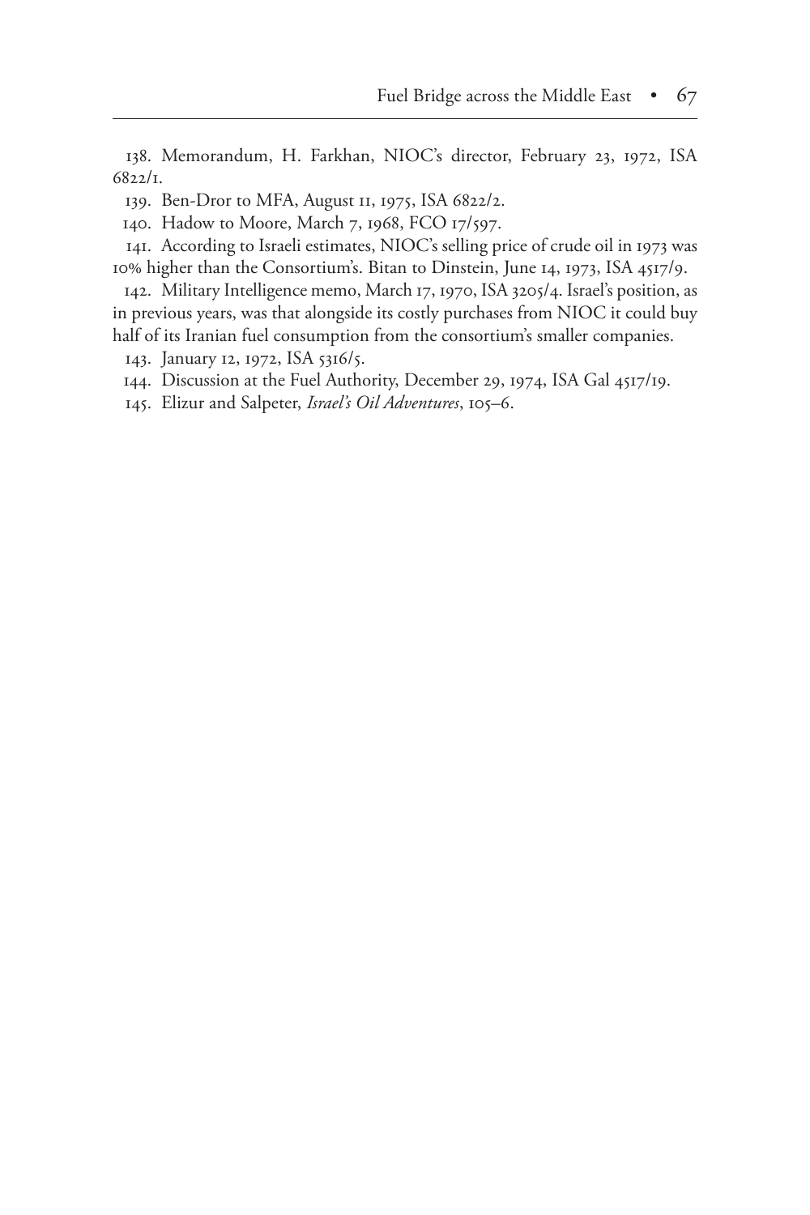138. Memorandum, H. Farkhan, NIOC's director, February 23, 1972, ISA 6822/1.

139. Ben-Dror to MFA, August 11, 1975, ISA 6822/2.

140. Hadow to Moore, March 7, 1968, FCO 17/597.

141. According to Israeli estimates, NIOC's selling price of crude oil in 1973 was 10% higher than the Consortium's. Bitan to Dinstein, June 14, 1973, ISA 4517/9.

142. Military Intelligence memo, March 17, 1970, ISA 3205/4. Israel's position, as in previous years, was that alongside its costly purchases from NIOC it could buy half of its Iranian fuel consumption from the consortium's smaller companies.

143. January 12, 1972, ISA 5316/5.

144. Discussion at the Fuel Authority, December 29, 1974, ISA Gal 4517/19.

145. Elizur and Salpeter, *Israel's Oil Adventures*, 105–6.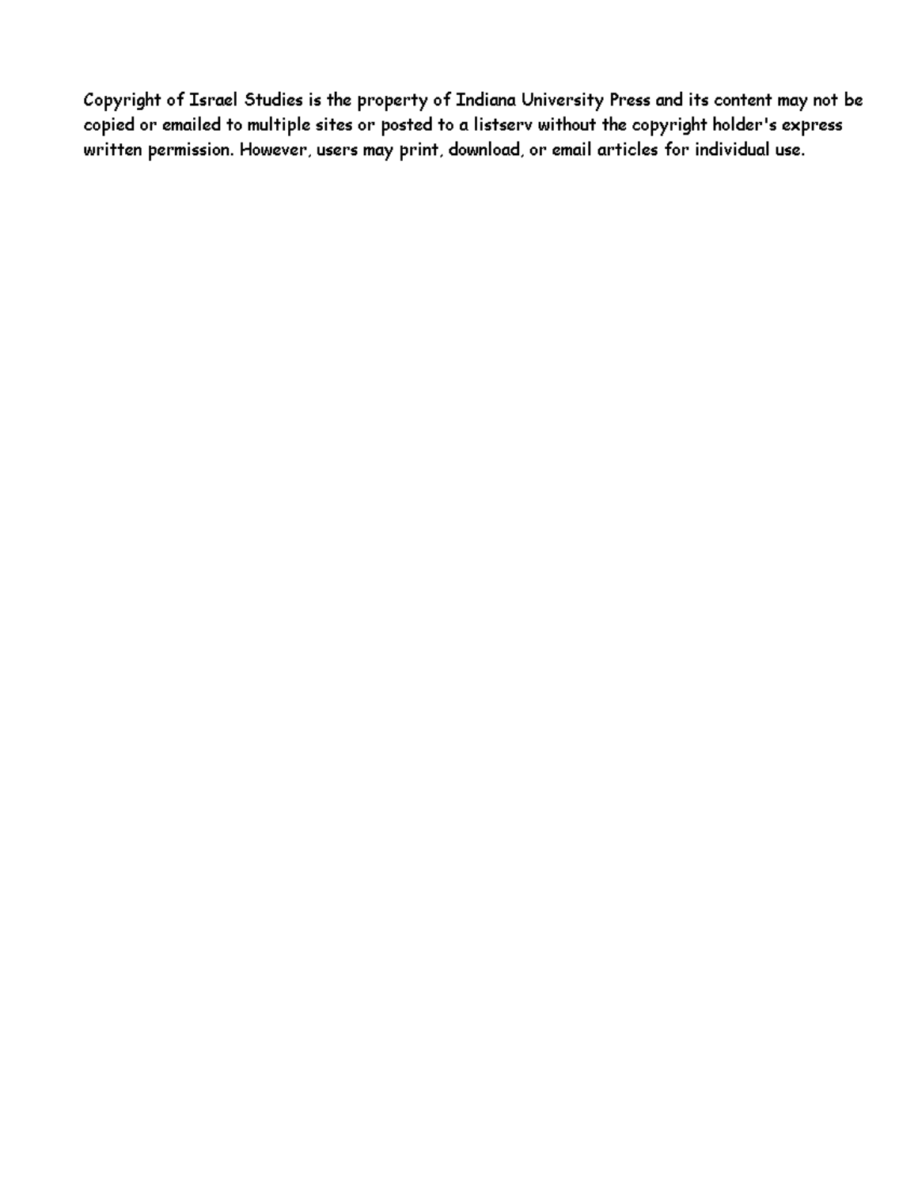Copyright of Israel Studies is the property of Indiana University Press and its content may not be copied or emailed to multiple sites or posted to a listserv without the copyright holder's express written permission. However, users may print, download, or email articles for individual use.